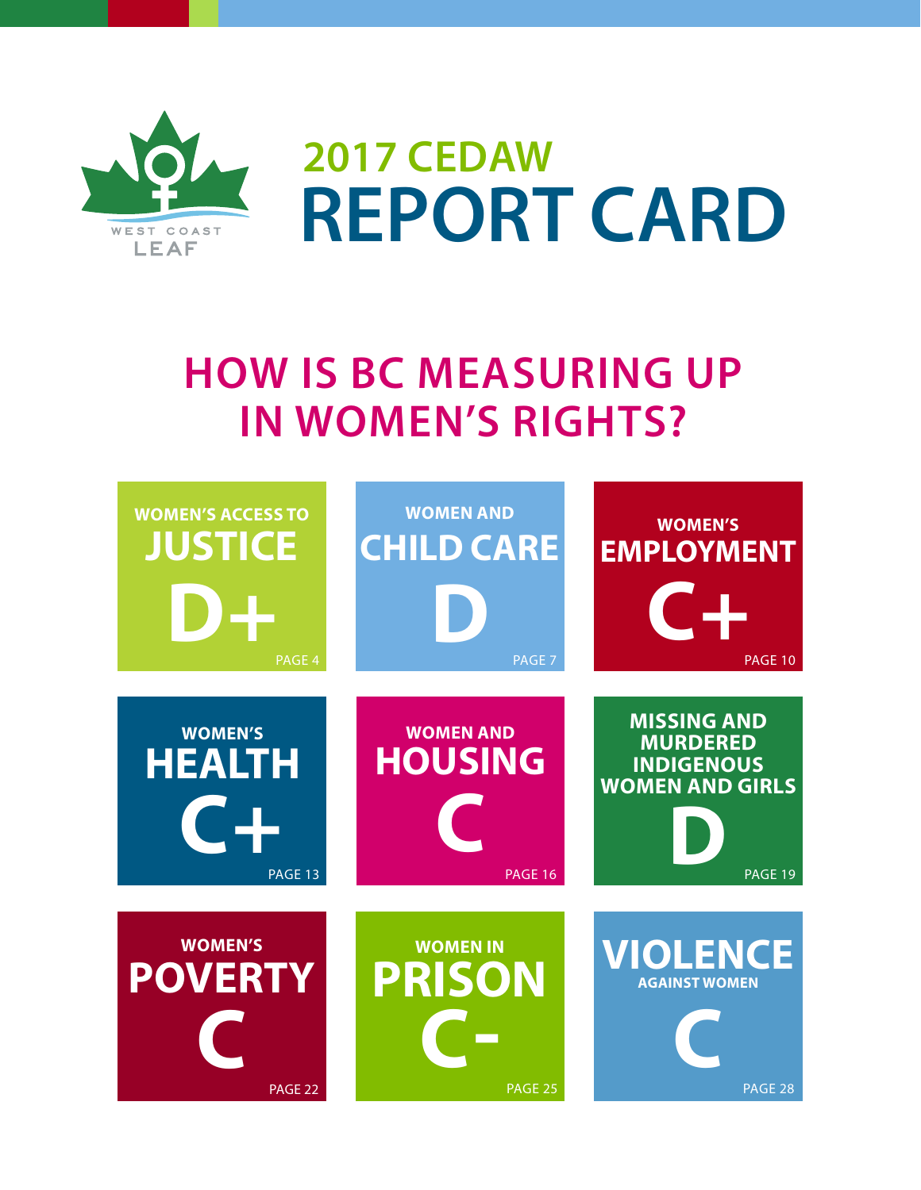WEST COAST LEAF

# 2017 CEDAW REPORT CARD

## HOW IS BC MEASURING UP IN WOMEN'S RIGHTS?

| Category | Grade | Page |
| --- | --- | --- |
| WOMEN'S ACCESS TO JUSTICE | D+ | PAGE 4 |
| WOMEN AND CHILD CARE | D | PAGE 7 |
| WOMEN'S EMPLOYMENT | C+ | PAGE 10 |
| WOMEN'S HEALTH | C+ | PAGE 13 |
| WOMEN AND HOUSING | C | PAGE 16 |
| MISSING AND MURDERED INDIGENOUS WOMEN AND GIRLS | D | PAGE 19 |
| WOMEN'S POVERTY | C | PAGE 22 |
| WOMEN IN PRISON | C- | PAGE 25 |
| VIOLENCE AGAINST WOMEN | C | PAGE 28 |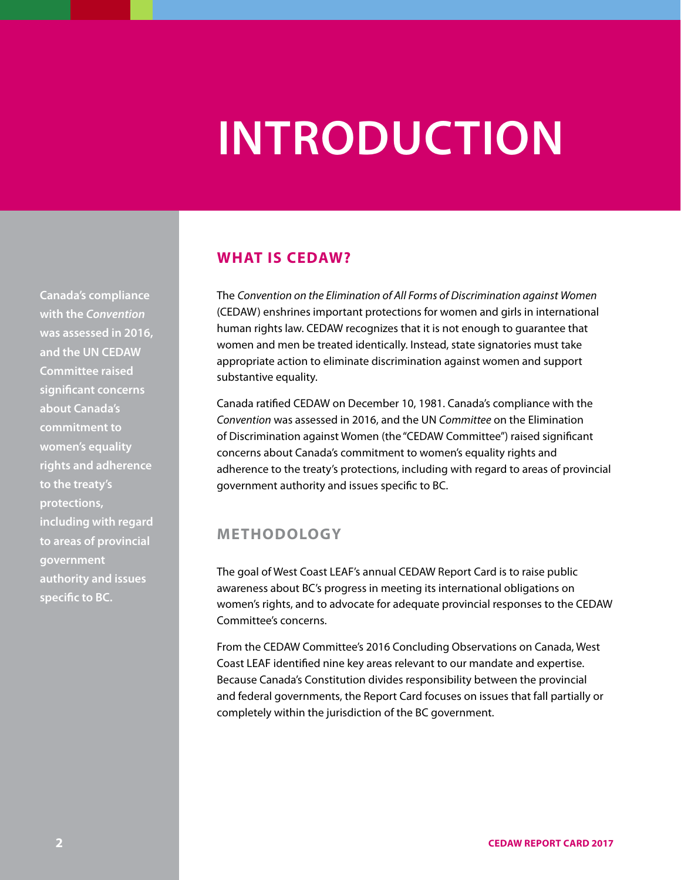# INTRODUCTION

**Canada's compliance with the *Convention* was assessed in 2016, and the UN CEDAW Committee raised significant concerns about Canada's commitment to women's equality rights and adherence to the treaty's protections, including with regard to areas of provincial government authority and issues specific to BC.**

## WHAT IS CEDAW?

The *Convention on the Elimination of All Forms of Discrimination against Women* (CEDAW) enshrines important protections for women and girls in international human rights law. CEDAW recognizes that it is not enough to guarantee that women and men be treated identically. Instead, state signatories must take appropriate action to eliminate discrimination against women and support substantive equality.

Canada ratified CEDAW on December 10, 1981. Canada's compliance with the *Convention* was assessed in 2016, and the UN *Committee* on the Elimination of Discrimination against Women (the "CEDAW Committee") raised significant concerns about Canada's commitment to women's equality rights and adherence to the treaty's protections, including with regard to areas of provincial government authority and issues specific to BC.

## METHODOLOGY

The goal of West Coast LEAF's annual CEDAW Report Card is to raise public awareness about BC's progress in meeting its international obligations on women's rights, and to advocate for adequate provincial responses to the CEDAW Committee's concerns.

From the CEDAW Committee's 2016 Concluding Observations on Canada, West Coast LEAF identified nine key areas relevant to our mandate and expertise. Because Canada's Constitution divides responsibility between the provincial and federal governments, the Report Card focuses on issues that fall partially or completely within the jurisdiction of the BC government.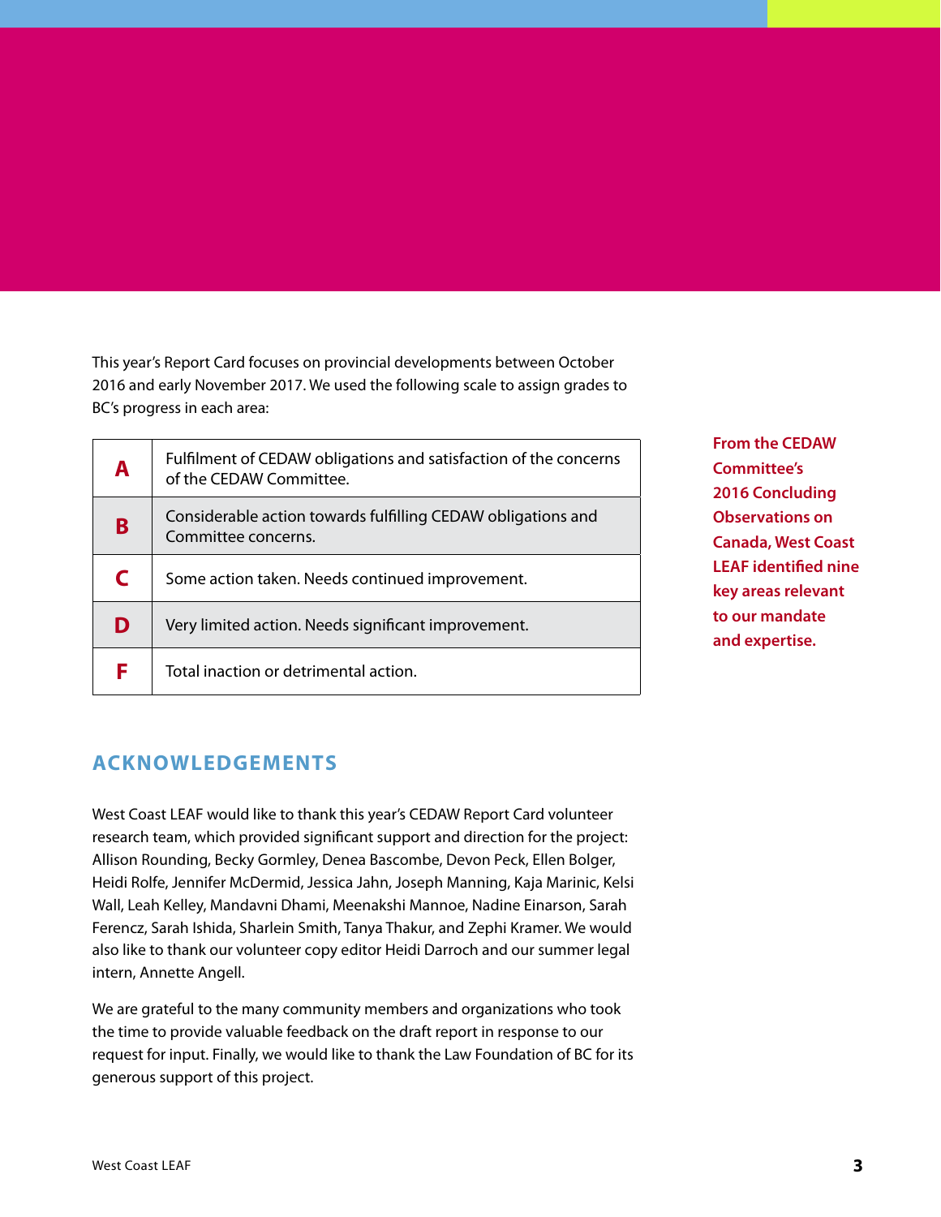This year's Report Card focuses on provincial developments between October 2016 and early November 2017. We used the following scale to assign grades to BC's progress in each area:

| | |
|---|---|
| **A** | Fulfilment of CEDAW obligations and satisfaction of the concerns of the CEDAW Committee. |
| **B** | Considerable action towards fulfilling CEDAW obligations and Committee concerns. |
| **C** | Some action taken. Needs continued improvement. |
| **D** | Very limited action. Needs significant improvement. |
| **F** | Total inaction or detrimental action. |

**From the CEDAW Committee's 2016 Concluding Observations on Canada, West Coast LEAF identified nine key areas relevant to our mandate and expertise.**

## ACKNOWLEDGEMENTS

West Coast LEAF would like to thank this year's CEDAW Report Card volunteer research team, which provided significant support and direction for the project: Allison Rounding, Becky Gormley, Denea Bascombe, Devon Peck, Ellen Bolger, Heidi Rolfe, Jennifer McDermid, Jessica Jahn, Joseph Manning, Kaja Marinic, Kelsi Wall, Leah Kelley, Mandavni Dhami, Meenakshi Mannoe, Nadine Einarson, Sarah Ferencz, Sarah Ishida, Sharlein Smith, Tanya Thakur, and Zephi Kramer. We would also like to thank our volunteer copy editor Heidi Darroch and our summer legal intern, Annette Angell.

We are grateful to the many community members and organizations who took the time to provide valuable feedback on the draft report in response to our request for input. Finally, we would like to thank the Law Foundation of BC for its generous support of this project.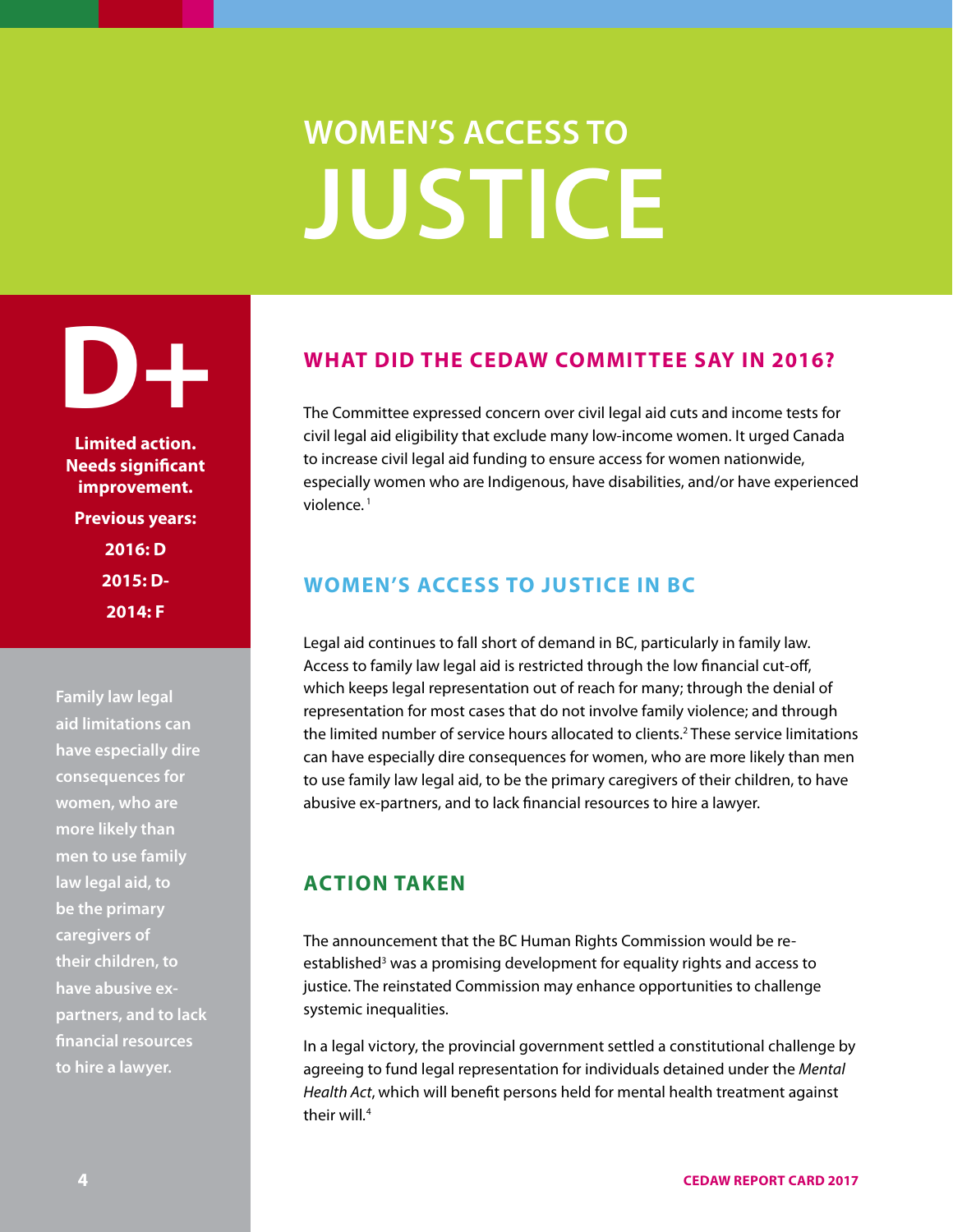# WOMEN'S ACCESS TO JUSTICE

**D+**

**Limited action. Needs significant improvement.**

**Previous years:**

**2016: D**

**2015: D-**

**2014: F**

**Family law legal aid limitations can have especially dire consequences for women, who are more likely than men to use family law legal aid, to be the primary caregivers of their children, to have abusive ex-partners, and to lack financial resources to hire a lawyer.**

## WHAT DID THE CEDAW COMMITTEE SAY IN 2016?

The Committee expressed concern over civil legal aid cuts and income tests for civil legal aid eligibility that exclude many low-income women. It urged Canada to increase civil legal aid funding to ensure access for women nationwide, especially women who are Indigenous, have disabilities, and/or have experienced violence. [1]

## WOMEN'S ACCESS TO JUSTICE IN BC

Legal aid continues to fall short of demand in BC, particularly in family law. Access to family law legal aid is restricted through the low financial cut-off, which keeps legal representation out of reach for many; through the denial of representation for most cases that do not involve family violence; and through the limited number of service hours allocated to clients.[2] These service limitations can have especially dire consequences for women, who are more likely than men to use family law legal aid, to be the primary caregivers of their children, to have abusive ex-partners, and to lack financial resources to hire a lawyer.

## ACTION TAKEN

The announcement that the BC Human Rights Commission would be re-established[3] was a promising development for equality rights and access to justice. The reinstated Commission may enhance opportunities to challenge systemic inequalities.

In a legal victory, the provincial government settled a constitutional challenge by agreeing to fund legal representation for individuals detained under the *Mental Health Act*, which will benefit persons held for mental health treatment against their will.[4]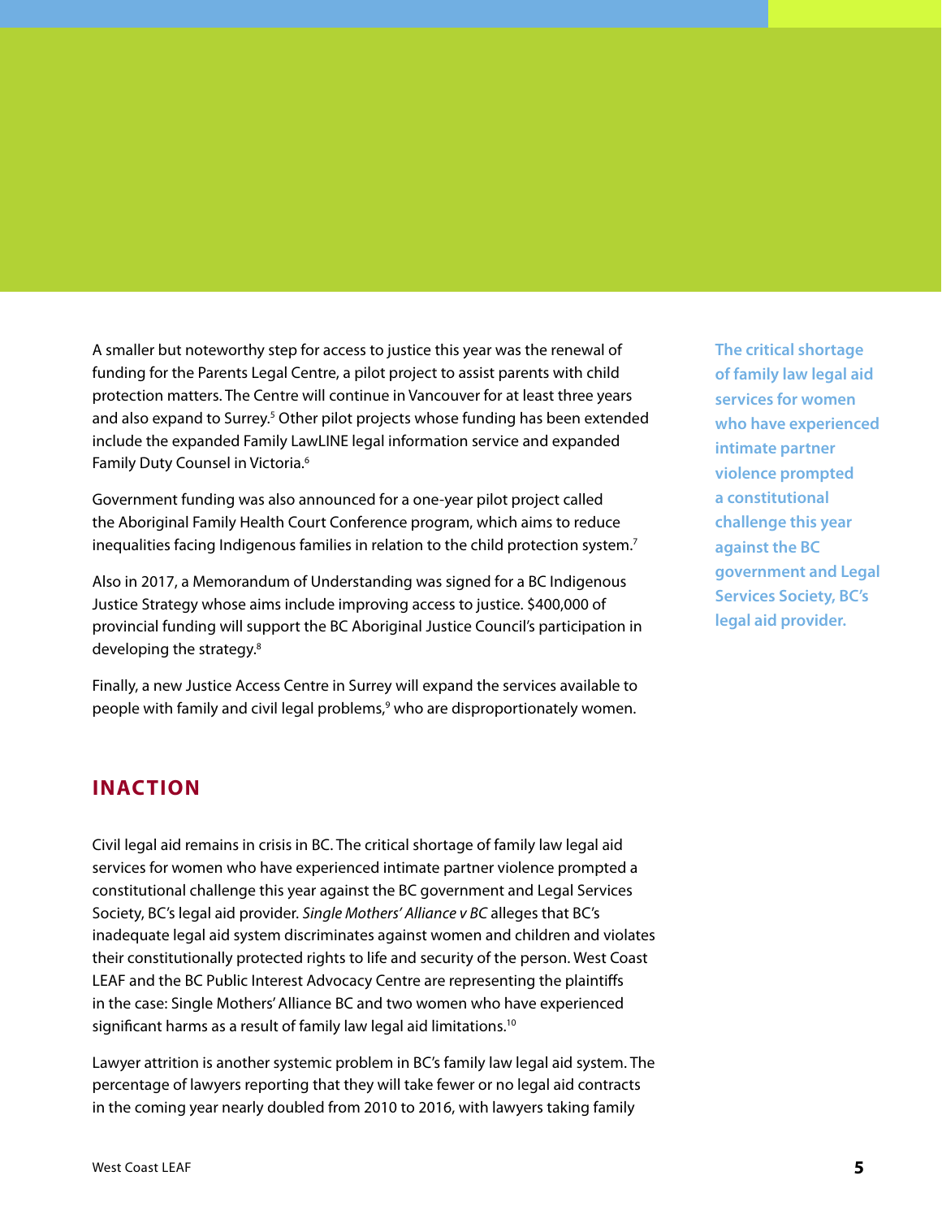A smaller but noteworthy step for access to justice this year was the renewal of funding for the Parents Legal Centre, a pilot project to assist parents with child protection matters. The Centre will continue in Vancouver for at least three years and also expand to Surrey.[5] Other pilot projects whose funding has been extended include the expanded Family LawLINE legal information service and expanded Family Duty Counsel in Victoria.[6]

Government funding was also announced for a one-year pilot project called the Aboriginal Family Health Court Conference program, which aims to reduce inequalities facing Indigenous families in relation to the child protection system.[7]

Also in 2017, a Memorandum of Understanding was signed for a BC Indigenous Justice Strategy whose aims include improving access to justice. $400,000 of provincial funding will support the BC Aboriginal Justice Council's participation in developing the strategy.[8]

Finally, a new Justice Access Centre in Surrey will expand the services available to people with family and civil legal problems,[9] who are disproportionately women.

> **The critical shortage of family law legal aid services for women who have experienced intimate partner violence prompted a constitutional challenge this year against the BC government and Legal Services Society, BC's legal aid provider.**

## INACTION

Civil legal aid remains in crisis in BC. The critical shortage of family law legal aid services for women who have experienced intimate partner violence prompted a constitutional challenge this year against the BC government and Legal Services Society, BC's legal aid provider. *Single Mothers' Alliance v BC* alleges that BC's inadequate legal aid system discriminates against women and children and violates their constitutionally protected rights to life and security of the person. West Coast LEAF and the BC Public Interest Advocacy Centre are representing the plaintiffs in the case: Single Mothers' Alliance BC and two women who have experienced significant harms as a result of family law legal aid limitations.[10]

Lawyer attrition is another systemic problem in BC's family law legal aid system. The percentage of lawyers reporting that they will take fewer or no legal aid contracts in the coming year nearly doubled from 2010 to 2016, with lawyers taking family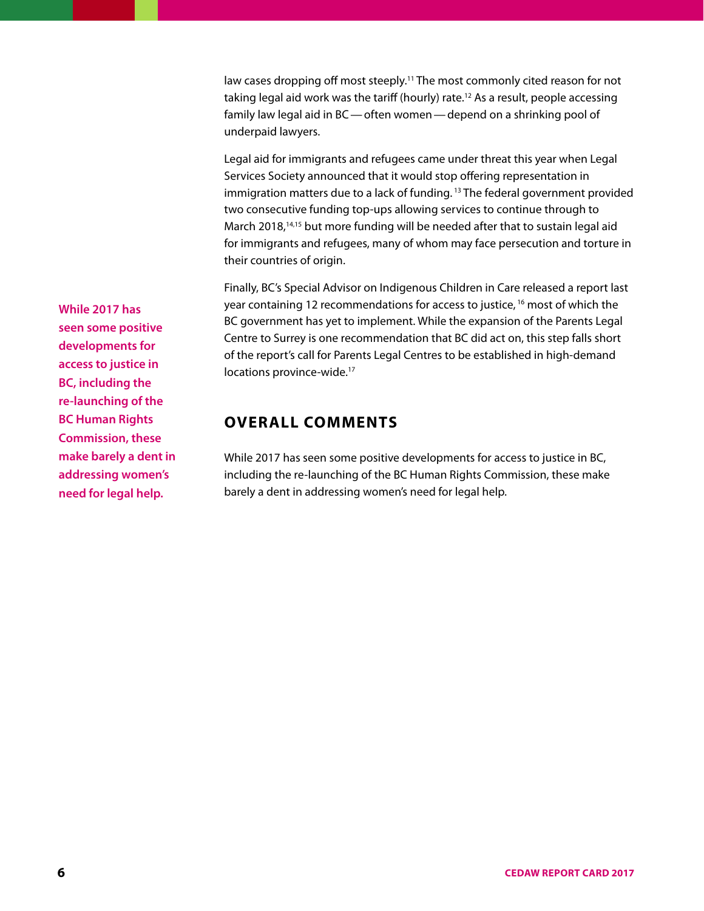law cases dropping off most steeply.[11] The most commonly cited reason for not taking legal aid work was the tariff (hourly) rate.[12] As a result, people accessing family law legal aid in BC — often women — depend on a shrinking pool of underpaid lawyers.

Legal aid for immigrants and refugees came under threat this year when Legal Services Society announced that it would stop offering representation in immigration matters due to a lack of funding.[13] The federal government provided two consecutive funding top-ups allowing services to continue through to March 2018,[14,15] but more funding will be needed after that to sustain legal aid for immigrants and refugees, many of whom may face persecution and torture in their countries of origin.

Finally, BC's Special Advisor on Indigenous Children in Care released a report last year containing 12 recommendations for access to justice,[16] most of which the BC government has yet to implement. While the expansion of the Parents Legal Centre to Surrey is one recommendation that BC did act on, this step falls short of the report's call for Parents Legal Centres to be established in high-demand locations province-wide.[17]

**While 2017 has seen some positive developments for access to justice in BC, including the re-launching of the BC Human Rights Commission, these make barely a dent in addressing women's need for legal help.**

## OVERALL COMMENTS

While 2017 has seen some positive developments for access to justice in BC, including the re-launching of the BC Human Rights Commission, these make barely a dent in addressing women's need for legal help.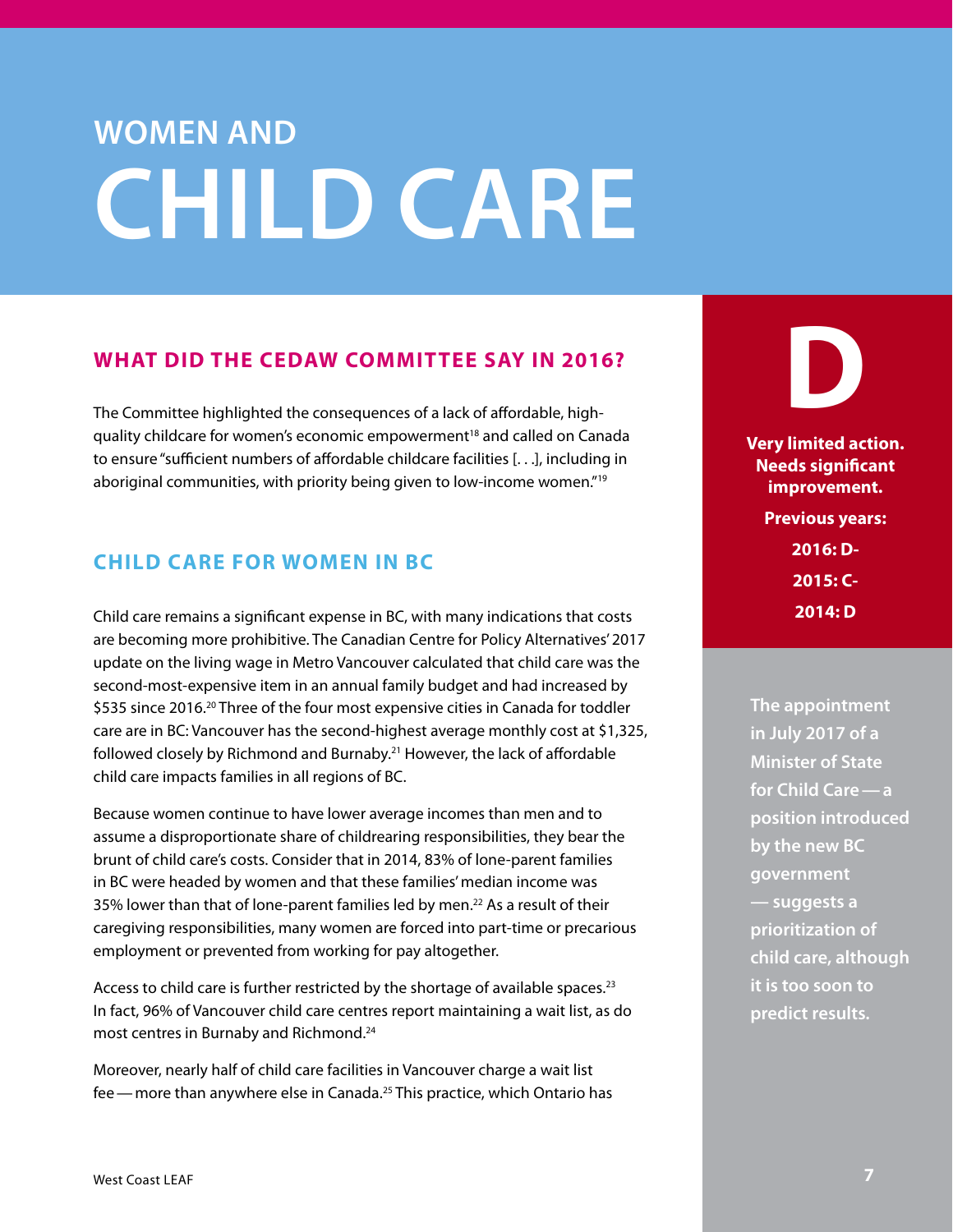# WOMEN AND CHILD CARE

## WHAT DID THE CEDAW COMMITTEE SAY IN 2016?

The Committee highlighted the consequences of a lack of affordable, high-quality childcare for women's economic empowerment[18] and called on Canada to ensure "sufficient numbers of affordable childcare facilities [. . .], including in aboriginal communities, with priority being given to low-income women."[19]

**D**

**Very limited action. Needs significant improvement.**

**Previous years:**

**2016: D-**

**2015: C-**

**2014: D**

**The appointment in July 2017 of a Minister of State for Child Care — a position introduced by the new BC government — suggests a prioritization of child care, although it is too soon to predict results.**

## CHILD CARE FOR WOMEN IN BC

Child care remains a significant expense in BC, with many indications that costs are becoming more prohibitive. The Canadian Centre for Policy Alternatives' 2017 update on the living wage in Metro Vancouver calculated that child care was the second-most-expensive item in an annual family budget and had increased by $535 since 2016.[20] Three of the four most expensive cities in Canada for toddler care are in BC: Vancouver has the second-highest average monthly cost at $1,325, followed closely by Richmond and Burnaby.[21] However, the lack of affordable child care impacts families in all regions of BC.

Because women continue to have lower average incomes than men and to assume a disproportionate share of childrearing responsibilities, they bear the brunt of child care's costs. Consider that in 2014, 83% of lone-parent families in BC were headed by women and that these families' median income was 35% lower than that of lone-parent families led by men.[22] As a result of their caregiving responsibilities, many women are forced into part-time or precarious employment or prevented from working for pay altogether.

Access to child care is further restricted by the shortage of available spaces.[23] In fact, 96% of Vancouver child care centres report maintaining a wait list, as do most centres in Burnaby and Richmond.[24]

Moreover, nearly half of child care facilities in Vancouver charge a wait list fee — more than anywhere else in Canada.[25] This practice, which Ontario has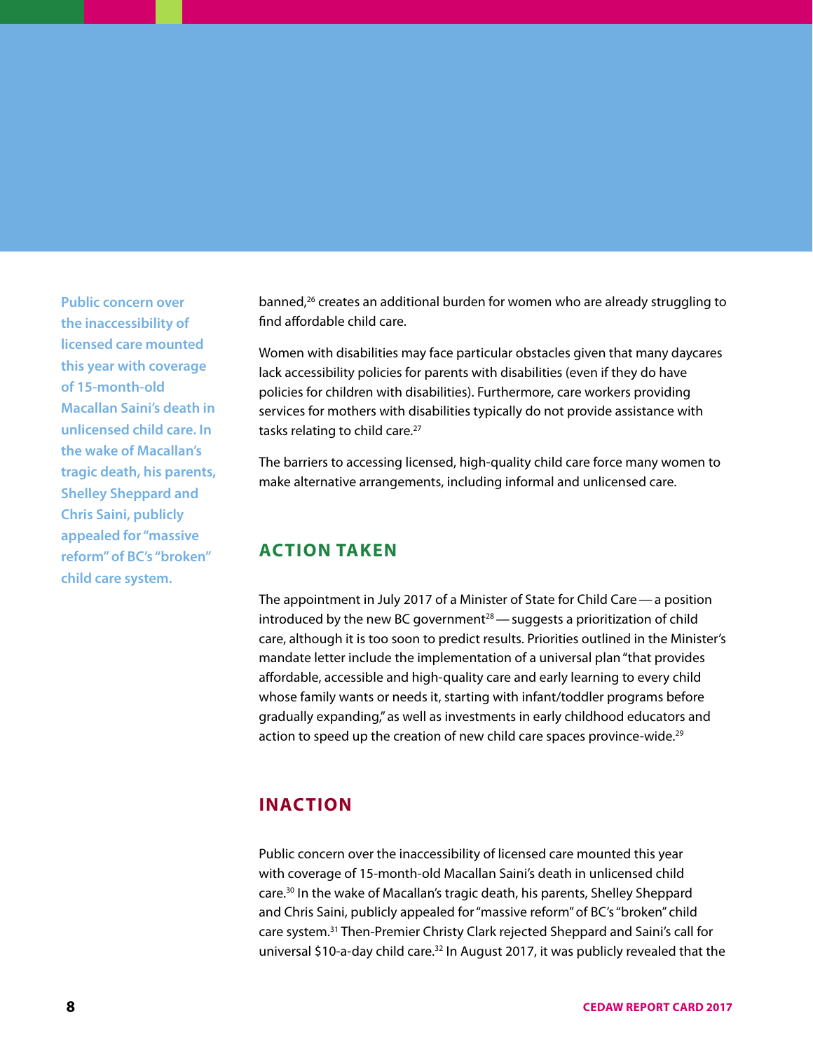banned,[26] creates an additional burden for women who are already struggling to find affordable child care.

Women with disabilities may face particular obstacles given that many daycares lack accessibility policies for parents with disabilities (even if they do have policies for children with disabilities). Furthermore, care workers providing services for mothers with disabilities typically do not provide assistance with tasks relating to child care.[27]

The barriers to accessing licensed, high-quality child care force many women to make alternative arrangements, including informal and unlicensed care.

## ACTION TAKEN

The appointment in July 2017 of a Minister of State for Child Care — a position introduced by the new BC government[28] — suggests a prioritization of child care, although it is too soon to predict results. Priorities outlined in the Minister's mandate letter include the implementation of a universal plan "that provides affordable, accessible and high-quality care and early learning to every child whose family wants or needs it, starting with infant/toddler programs before gradually expanding," as well as investments in early childhood educators and action to speed up the creation of new child care spaces province-wide.[29]

## INACTION

Public concern over the inaccessibility of licensed care mounted this year with coverage of 15-month-old Macallan Saini's death in unlicensed child care.[30] In the wake of Macallan's tragic death, his parents, Shelley Sheppard and Chris Saini, publicly appealed for "massive reform" of BC's "broken" child care system.[31] Then-Premier Christy Clark rejected Sheppard and Saini's call for universal $10-a-day child care.[32] In August 2017, it was publicly revealed that the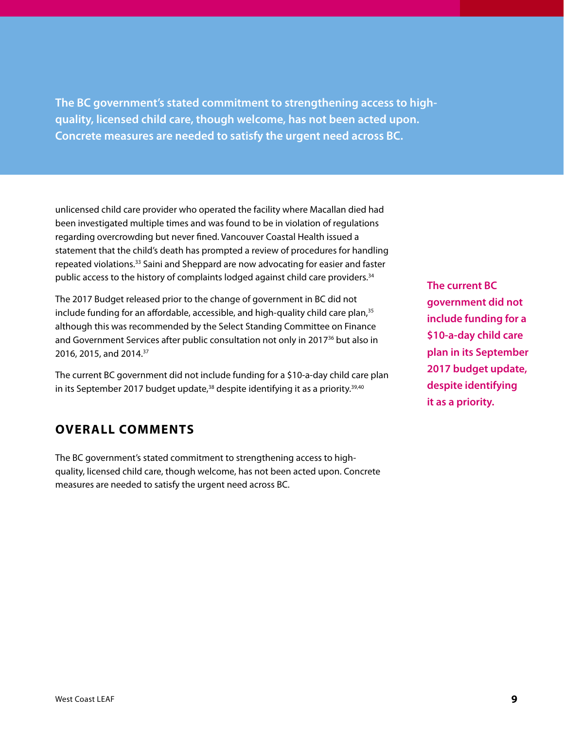**The BC government's stated commitment to strengthening access to high-quality, licensed child care, though welcome, has not been acted upon. Concrete measures are needed to satisfy the urgent need across BC.**

unlicensed child care provider who operated the facility where Macallan died had been investigated multiple times and was found to be in violation of regulations regarding overcrowding but never fined. Vancouver Coastal Health issued a statement that the child's death has prompted a review of procedures for handling repeated violations.[33] Saini and Sheppard are now advocating for easier and faster public access to the history of complaints lodged against child care providers.[34]

The 2017 Budget released prior to the change of government in BC did not include funding for an affordable, accessible, and high-quality child care plan,[35] although this was recommended by the Select Standing Committee on Finance and Government Services after public consultation not only in 2017[36] but also in 2016, 2015, and 2014.[37]

The current BC government did not include funding for a $10-a-day child care plan in its September 2017 budget update,[38] despite identifying it as a priority.[39,40]

**The current BC government did not include funding for a $10-a-day child care plan in its September 2017 budget update, despite identifying it as a priority.**

## OVERALL COMMENTS

The BC government's stated commitment to strengthening access to high-quality, licensed child care, though welcome, has not been acted upon. Concrete measures are needed to satisfy the urgent need across BC.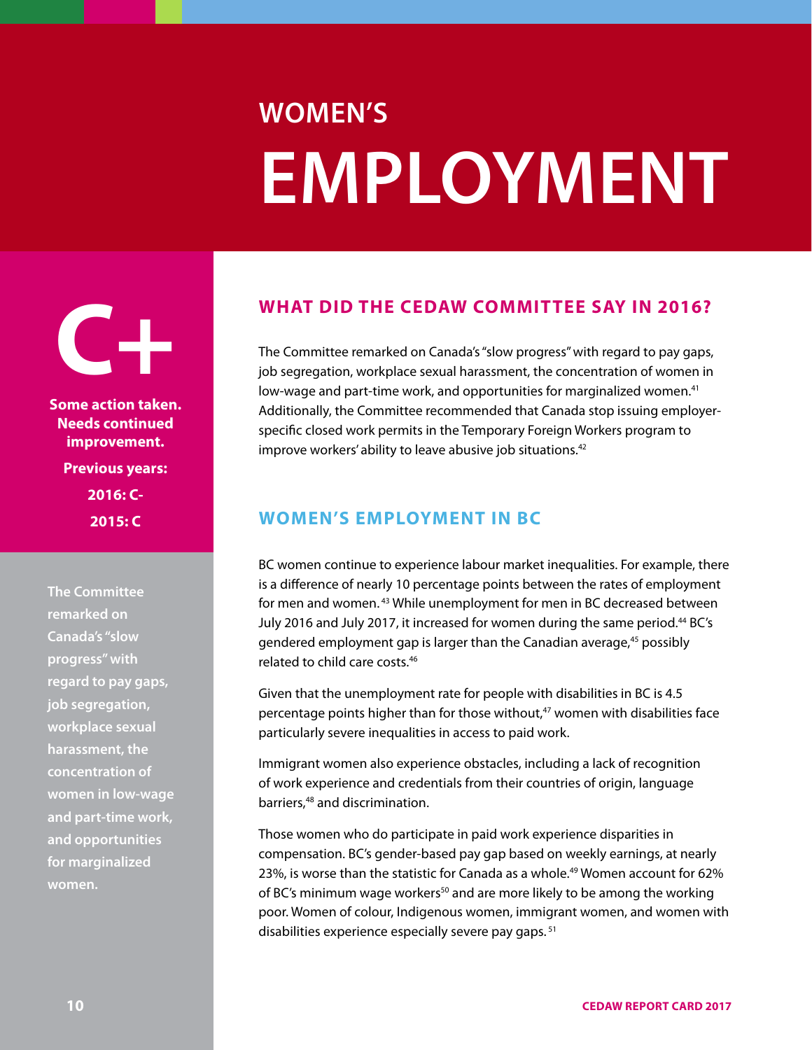# WOMEN'S EMPLOYMENT

**C+**

**Some action taken. Needs continued improvement.**

**Previous years:**

**2016: C-**

**2015: C**

**The Committee remarked on Canada's "slow progress" with regard to pay gaps, job segregation, workplace sexual harassment, the concentration of women in low-wage and part-time work, and opportunities for marginalized women.**

## WHAT DID THE CEDAW COMMITTEE SAY IN 2016?

The Committee remarked on Canada's "slow progress" with regard to pay gaps, job segregation, workplace sexual harassment, the concentration of women in low-wage and part-time work, and opportunities for marginalized women.[41] Additionally, the Committee recommended that Canada stop issuing employer-specific closed work permits in the Temporary Foreign Workers program to improve workers' ability to leave abusive job situations.[42]

## WOMEN'S EMPLOYMENT IN BC

BC women continue to experience labour market inequalities. For example, there is a difference of nearly 10 percentage points between the rates of employment for men and women.[43] While unemployment for men in BC decreased between July 2016 and July 2017, it increased for women during the same period.[44] BC's gendered employment gap is larger than the Canadian average,[45] possibly related to child care costs.[46]

Given that the unemployment rate for people with disabilities in BC is 4.5 percentage points higher than for those without,[47] women with disabilities face particularly severe inequalities in access to paid work.

Immigrant women also experience obstacles, including a lack of recognition of work experience and credentials from their countries of origin, language barriers,[48] and discrimination.

Those women who do participate in paid work experience disparities in compensation. BC's gender-based pay gap based on weekly earnings, at nearly 23%, is worse than the statistic for Canada as a whole.[49] Women account for 62% of BC's minimum wage workers[50] and are more likely to be among the working poor. Women of colour, Indigenous women, immigrant women, and women with disabilities experience especially severe pay gaps.[51]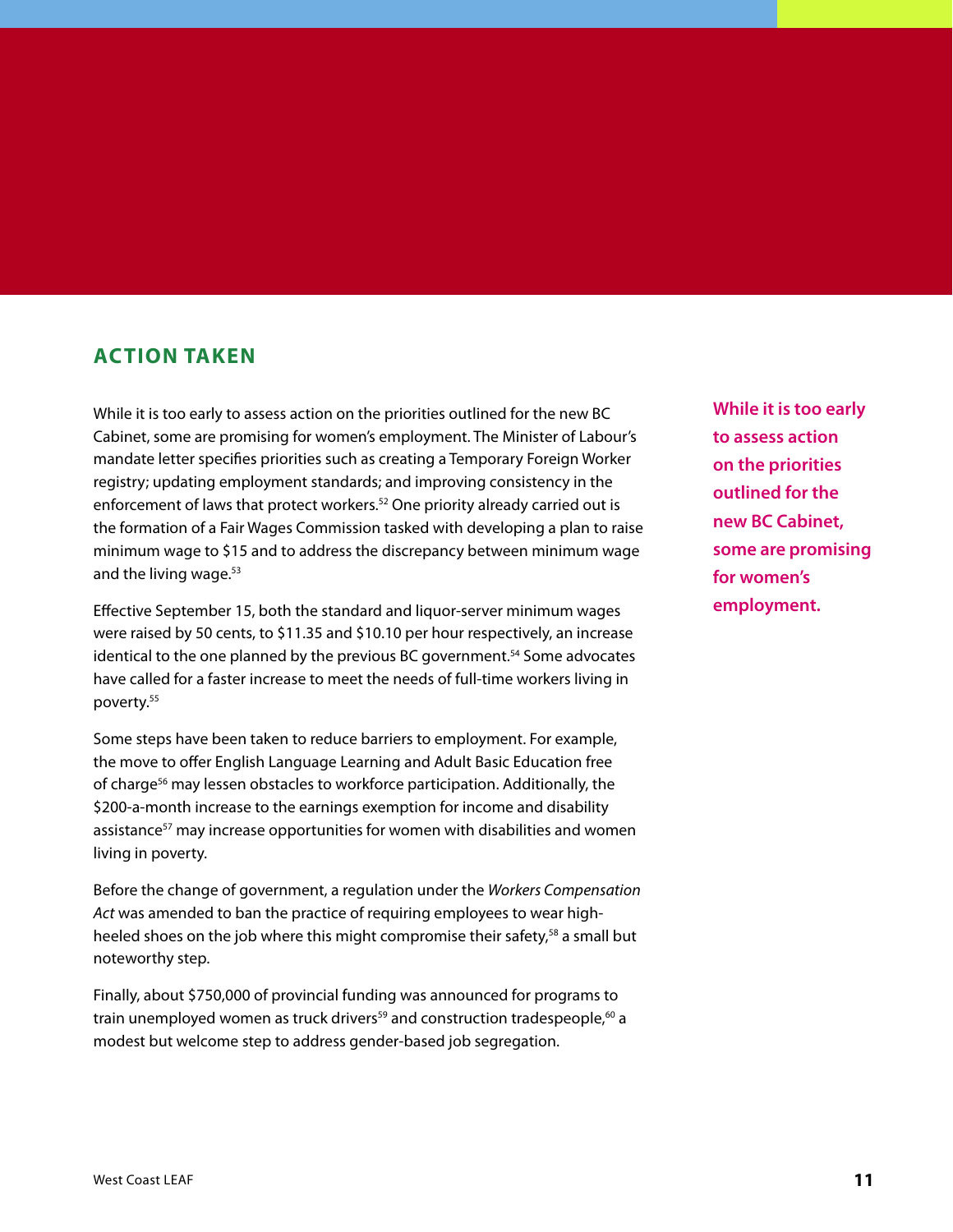## ACTION TAKEN

While it is too early to assess action on the priorities outlined for the new BC Cabinet, some are promising for women's employment. The Minister of Labour's mandate letter specifies priorities such as creating a Temporary Foreign Worker registry; updating employment standards; and improving consistency in the enforcement of laws that protect workers.[52] One priority already carried out is the formation of a Fair Wages Commission tasked with developing a plan to raise minimum wage to $15 and to address the discrepancy between minimum wage and the living wage.[53]

Effective September 15, both the standard and liquor-server minimum wages were raised by 50 cents, to $11.35 and $10.10 per hour respectively, an increase identical to the one planned by the previous BC government.[54] Some advocates have called for a faster increase to meet the needs of full-time workers living in poverty.[55]

Some steps have been taken to reduce barriers to employment. For example, the move to offer English Language Learning and Adult Basic Education free of charge[56] may lessen obstacles to workforce participation. Additionally, the $200-a-month increase to the earnings exemption for income and disability assistance[57] may increase opportunities for women with disabilities and women living in poverty.

Before the change of government, a regulation under the *Workers Compensation Act* was amended to ban the practice of requiring employees to wear high-heeled shoes on the job where this might compromise their safety,[58] a small but noteworthy step.

Finally, about $750,000 of provincial funding was announced for programs to train unemployed women as truck drivers[59] and construction tradespeople,[60] a modest but welcome step to address gender-based job segregation.

**While it is too early to assess action on the priorities outlined for the new BC Cabinet, some are promising for women's employment.**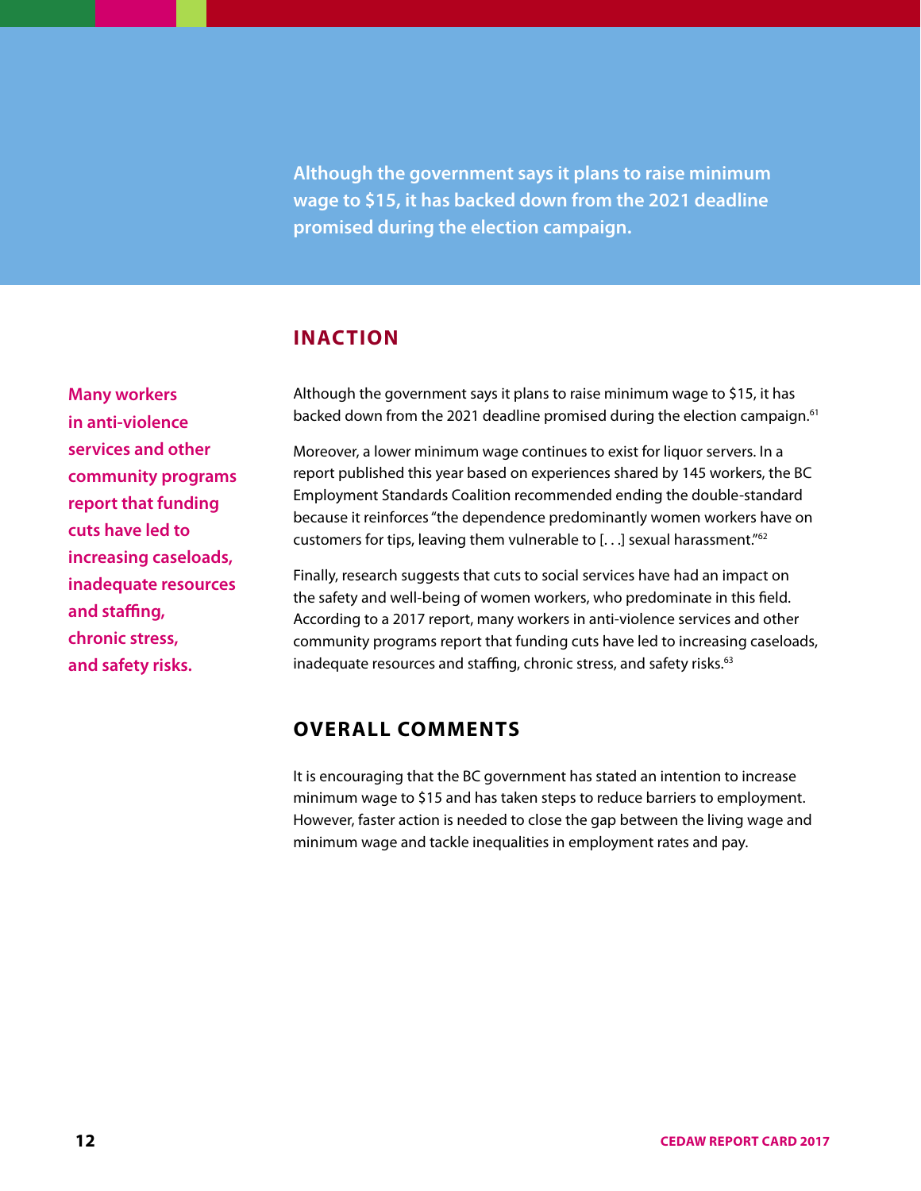**Although the government says it plans to raise minimum wage to $15, it has backed down from the 2021 deadline promised during the election campaign.**

## INACTION

**Many workers in anti-violence services and other community programs report that funding cuts have led to increasing caseloads, inadequate resources and staffing, chronic stress, and safety risks.**

Although the government says it plans to raise minimum wage to $15, it has backed down from the 2021 deadline promised during the election campaign.[61]

Moreover, a lower minimum wage continues to exist for liquor servers. In a report published this year based on experiences shared by 145 workers, the BC Employment Standards Coalition recommended ending the double-standard because it reinforces "the dependence predominantly women workers have on customers for tips, leaving them vulnerable to [. . .] sexual harassment."[62]

Finally, research suggests that cuts to social services have had an impact on the safety and well-being of women workers, who predominate in this field. According to a 2017 report, many workers in anti-violence services and other community programs report that funding cuts have led to increasing caseloads, inadequate resources and staffing, chronic stress, and safety risks.[63]

## OVERALL COMMENTS

It is encouraging that the BC government has stated an intention to increase minimum wage to $15 and has taken steps to reduce barriers to employment. However, faster action is needed to close the gap between the living wage and minimum wage and tackle inequalities in employment rates and pay.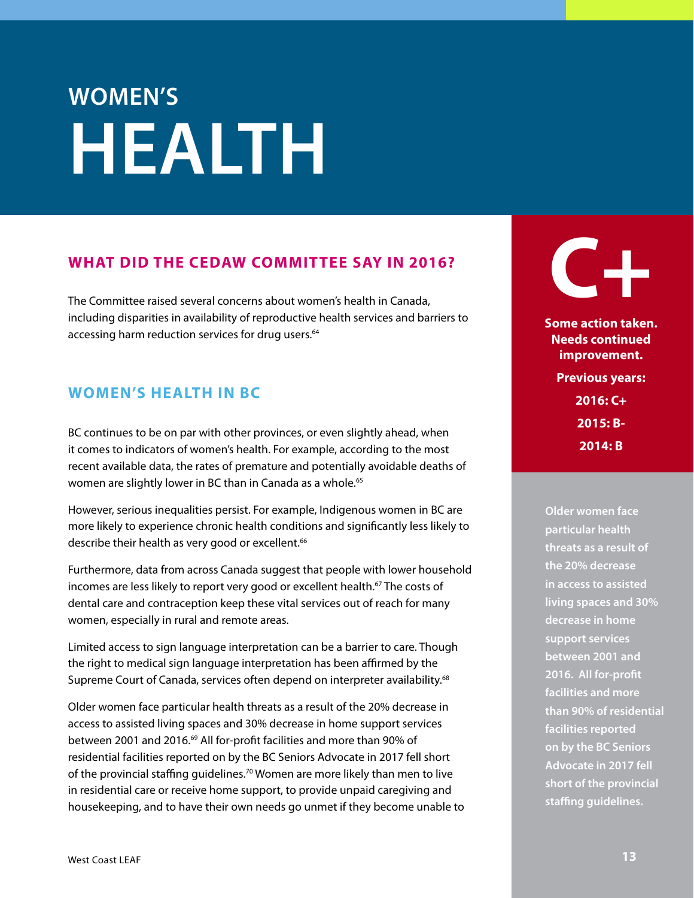# WOMEN'S HEALTH

## WHAT DID THE CEDAW COMMITTEE SAY IN 2016?

The Committee raised several concerns about women's health in Canada, including disparities in availability of reproductive health services and barriers to accessing harm reduction services for drug users.[64]

**C+**

**Some action taken. Needs continued improvement.**

**Previous years:**
**2016: C+**
**2015: B-**
**2014: B**

## WOMEN'S HEALTH IN BC

BC continues to be on par with other provinces, or even slightly ahead, when it comes to indicators of women's health. For example, according to the most recent available data, the rates of premature and potentially avoidable deaths of women are slightly lower in BC than in Canada as a whole.[65]

However, serious inequalities persist. For example, Indigenous women in BC are more likely to experience chronic health conditions and significantly less likely to describe their health as very good or excellent.[66]

Furthermore, data from across Canada suggest that people with lower household incomes are less likely to report very good or excellent health.[67] The costs of dental care and contraception keep these vital services out of reach for many women, especially in rural and remote areas.

Limited access to sign language interpretation can be a barrier to care. Though the right to medical sign language interpretation has been affirmed by the Supreme Court of Canada, services often depend on interpreter availability.[68]

Older women face particular health threats as a result of the 20% decrease in access to assisted living spaces and 30% decrease in home support services between 2001 and 2016.[69] All for-profit facilities and more than 90% of residential facilities reported on by the BC Seniors Advocate in 2017 fell short of the provincial staffing guidelines.[70] Women are more likely than men to live in residential care or receive home support, to provide unpaid caregiving and housekeeping, and to have their own needs go unmet if they become unable to

**Older women face particular health threats as a result of the 20% decrease in access to assisted living spaces and 30% decrease in home support services between 2001 and 2016. All for-profit facilities and more than 90% of residential facilities reported on by the BC Seniors Advocate in 2017 fell short of the provincial staffing guidelines.**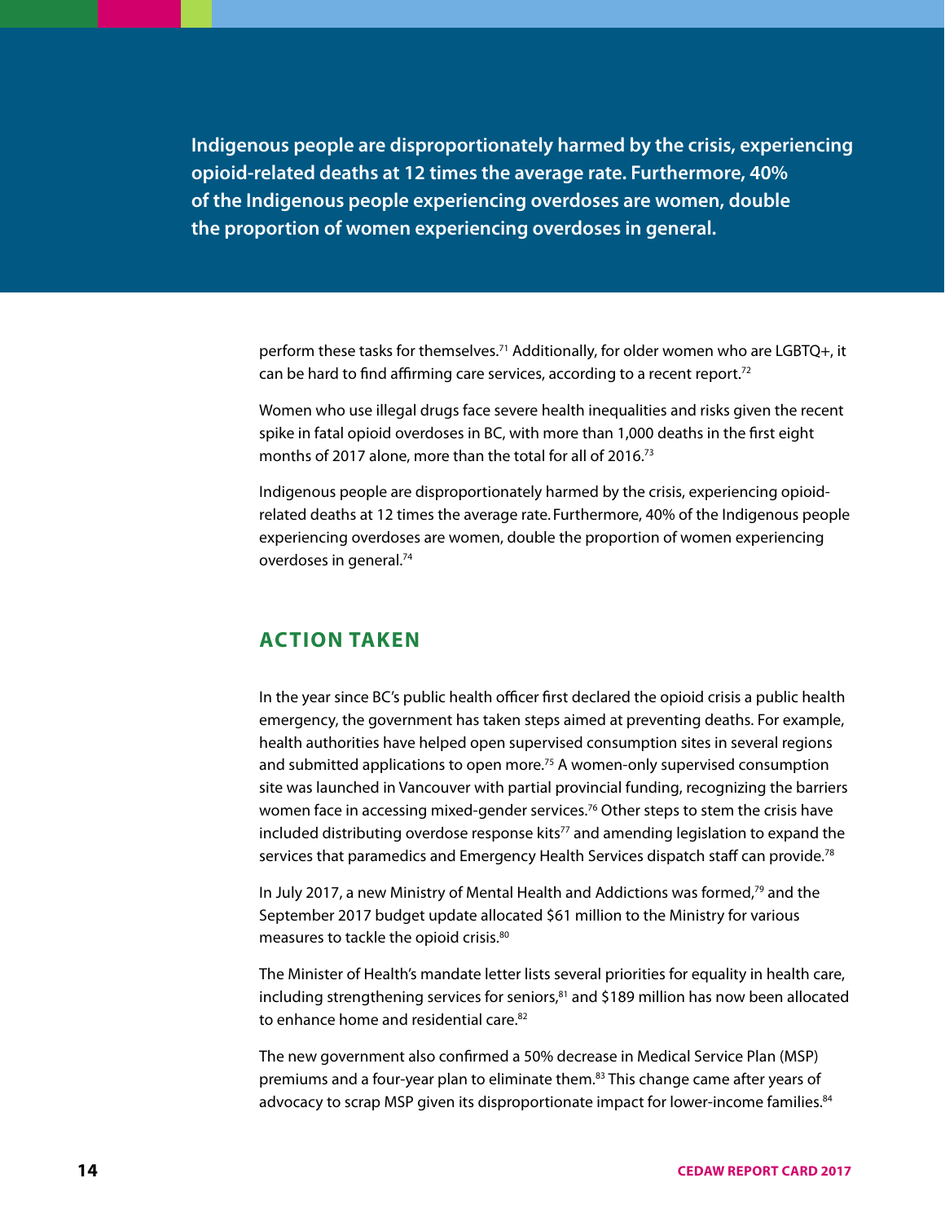**Indigenous people are disproportionately harmed by the crisis, experiencing opioid-related deaths at 12 times the average rate. Furthermore, 40% of the Indigenous people experiencing overdoses are women, double the proportion of women experiencing overdoses in general.**

perform these tasks for themselves.[71] Additionally, for older women who are LGBTQ+, it can be hard to find affirming care services, according to a recent report.[72]

Women who use illegal drugs face severe health inequalities and risks given the recent spike in fatal opioid overdoses in BC, with more than 1,000 deaths in the first eight months of 2017 alone, more than the total for all of 2016.[73]

Indigenous people are disproportionately harmed by the crisis, experiencing opioid-related deaths at 12 times the average rate. Furthermore, 40% of the Indigenous people experiencing overdoses are women, double the proportion of women experiencing overdoses in general.[74]

## ACTION TAKEN

In the year since BC's public health officer first declared the opioid crisis a public health emergency, the government has taken steps aimed at preventing deaths. For example, health authorities have helped open supervised consumption sites in several regions and submitted applications to open more.[75] A women-only supervised consumption site was launched in Vancouver with partial provincial funding, recognizing the barriers women face in accessing mixed-gender services.[76] Other steps to stem the crisis have included distributing overdose response kits[77] and amending legislation to expand the services that paramedics and Emergency Health Services dispatch staff can provide.[78]

In July 2017, a new Ministry of Mental Health and Addictions was formed,[79] and the September 2017 budget update allocated $61 million to the Ministry for various measures to tackle the opioid crisis.[80]

The Minister of Health's mandate letter lists several priorities for equality in health care, including strengthening services for seniors,[81] and $189 million has now been allocated to enhance home and residential care.[82]

The new government also confirmed a 50% decrease in Medical Service Plan (MSP) premiums and a four-year plan to eliminate them.[83] This change came after years of advocacy to scrap MSP given its disproportionate impact for lower-income families.[84]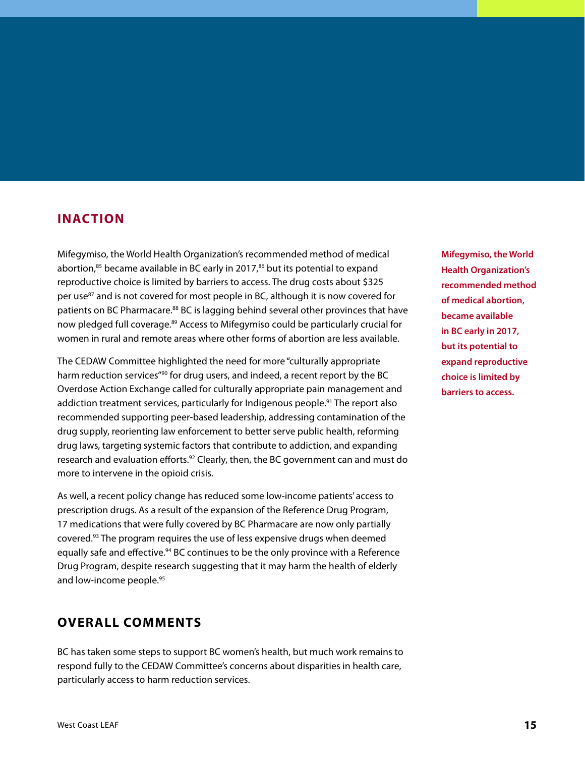## INACTION

Mifegymiso, the World Health Organization's recommended method of medical abortion,[85] became available in BC early in 2017,[86] but its potential to expand reproductive choice is limited by barriers to access. The drug costs about $325 per use[87] and is not covered for most people in BC, although it is now covered for patients on BC Pharmacare.[88] BC is lagging behind several other provinces that have now pledged full coverage.[89] Access to Mifegymiso could be particularly crucial for women in rural and remote areas where other forms of abortion are less available.

**Mifegymiso, the World Health Organization's recommended method of medical abortion, became available in BC early in 2017, but its potential to expand reproductive choice is limited by barriers to access.**

The CEDAW Committee highlighted the need for more "culturally appropriate harm reduction services"[90] for drug users, and indeed, a recent report by the BC Overdose Action Exchange called for culturally appropriate pain management and addiction treatment services, particularly for Indigenous people.[91] The report also recommended supporting peer-based leadership, addressing contamination of the drug supply, reorienting law enforcement to better serve public health, reforming drug laws, targeting systemic factors that contribute to addiction, and expanding research and evaluation efforts.[92] Clearly, then, the BC government can and must do more to intervene in the opioid crisis.

As well, a recent policy change has reduced some low-income patients' access to prescription drugs. As a result of the expansion of the Reference Drug Program, 17 medications that were fully covered by BC Pharmacare are now only partially covered.[93] The program requires the use of less expensive drugs when deemed equally safe and effective.[94] BC continues to be the only province with a Reference Drug Program, despite research suggesting that it may harm the health of elderly and low-income people.[95]

## OVERALL COMMENTS

BC has taken some steps to support BC women's health, but much work remains to respond fully to the CEDAW Committee's concerns about disparities in health care, particularly access to harm reduction services.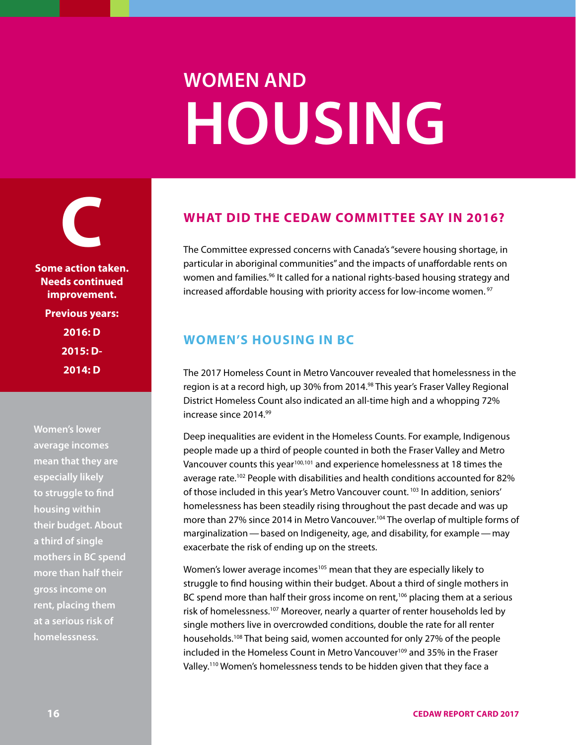# WOMEN AND HOUSING

**C**

**Some action taken. Needs continued improvement.**

**Previous years:**

**2016: D**

**2015: D-**

**2014: D**

**Women's lower average incomes mean that they are especially likely to struggle to find housing within their budget. About a third of single mothers in BC spend more than half their gross income on rent, placing them at a serious risk of homelessness.**

## WHAT DID THE CEDAW COMMITTEE SAY IN 2016?

The Committee expressed concerns with Canada's "severe housing shortage, in particular in aboriginal communities" and the impacts of unaffordable rents on women and families.[96] It called for a national rights-based housing strategy and increased affordable housing with priority access for low-income women.[97]

## WOMEN'S HOUSING IN BC

The 2017 Homeless Count in Metro Vancouver revealed that homelessness in the region is at a record high, up 30% from 2014.[98] This year's Fraser Valley Regional District Homeless Count also indicated an all-time high and a whopping 72% increase since 2014.[99]

Deep inequalities are evident in the Homeless Counts. For example, Indigenous people made up a third of people counted in both the Fraser Valley and Metro Vancouver counts this year[100,101] and experience homelessness at 18 times the average rate.[102] People with disabilities and health conditions accounted for 82% of those included in this year's Metro Vancouver count.[103] In addition, seniors' homelessness has been steadily rising throughout the past decade and was up more than 27% since 2014 in Metro Vancouver.[104] The overlap of multiple forms of marginalization — based on Indigeneity, age, and disability, for example — may exacerbate the risk of ending up on the streets.

Women's lower average incomes[105] mean that they are especially likely to struggle to find housing within their budget. About a third of single mothers in BC spend more than half their gross income on rent,[106] placing them at a serious risk of homelessness.[107] Moreover, nearly a quarter of renter households led by single mothers live in overcrowded conditions, double the rate for all renter households.[108] That being said, women accounted for only 27% of the people included in the Homeless Count in Metro Vancouver[109] and 35% in the Fraser Valley.[110] Women's homelessness tends to be hidden given that they face a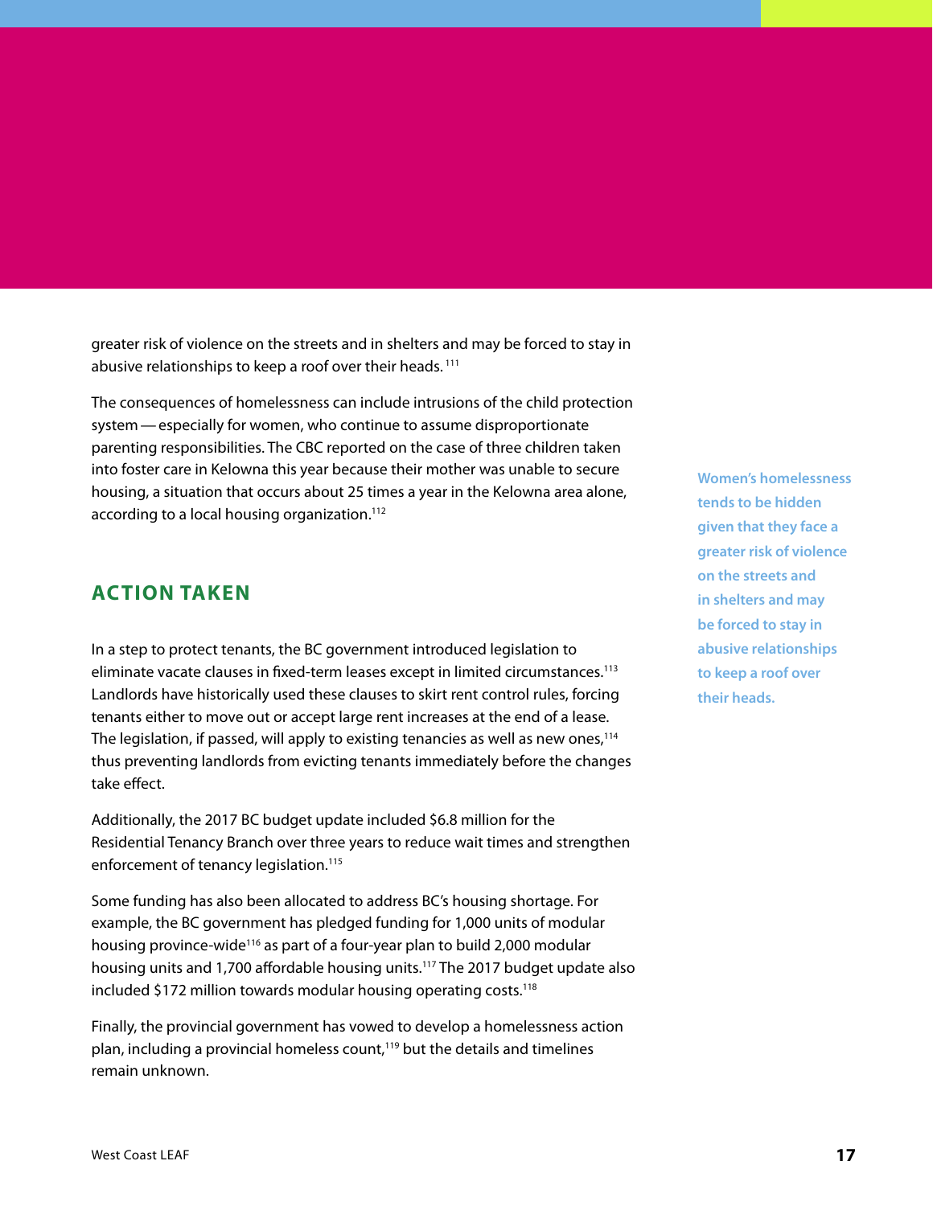greater risk of violence on the streets and in shelters and may be forced to stay in abusive relationships to keep a roof over their heads.[111]

The consequences of homelessness can include intrusions of the child protection system — especially for women, who continue to assume disproportionate parenting responsibilities. The CBC reported on the case of three children taken into foster care in Kelowna this year because their mother was unable to secure housing, a situation that occurs about 25 times a year in the Kelowna area alone, according to a local housing organization.[112]

**Women's homelessness tends to be hidden given that they face a greater risk of violence on the streets and in shelters and may be forced to stay in abusive relationships to keep a roof over their heads.**

## ACTION TAKEN

In a step to protect tenants, the BC government introduced legislation to eliminate vacate clauses in fixed-term leases except in limited circumstances.[113] Landlords have historically used these clauses to skirt rent control rules, forcing tenants either to move out or accept large rent increases at the end of a lease. The legislation, if passed, will apply to existing tenancies as well as new ones,[114] thus preventing landlords from evicting tenants immediately before the changes take effect.

Additionally, the 2017 BC budget update included $6.8 million for the Residential Tenancy Branch over three years to reduce wait times and strengthen enforcement of tenancy legislation.[115]

Some funding has also been allocated to address BC's housing shortage. For example, the BC government has pledged funding for 1,000 units of modular housing province-wide[116] as part of a four-year plan to build 2,000 modular housing units and 1,700 affordable housing units.[117] The 2017 budget update also included $172 million towards modular housing operating costs.[118]

Finally, the provincial government has vowed to develop a homelessness action plan, including a provincial homeless count,[119] but the details and timelines remain unknown.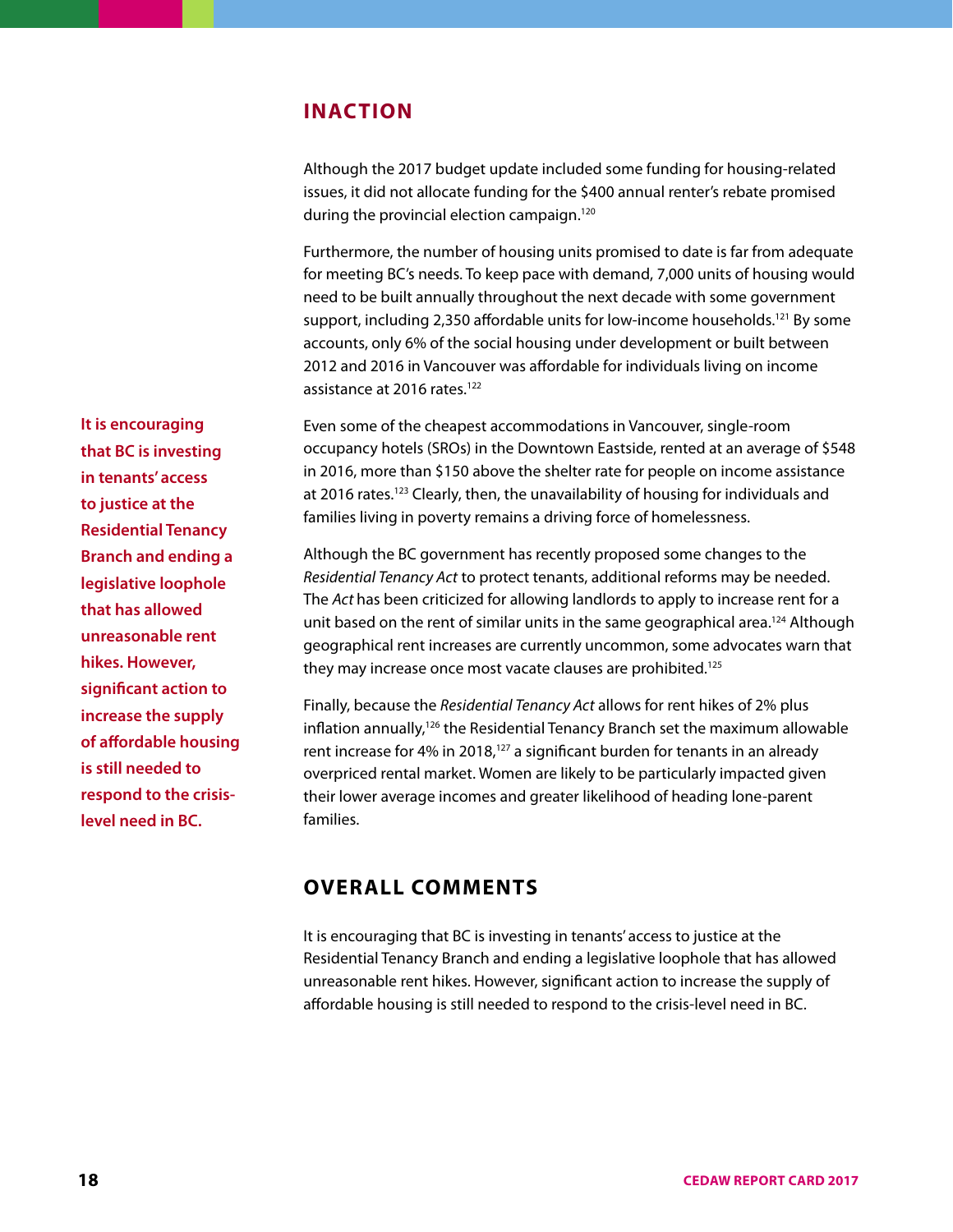## INACTION

Although the 2017 budget update included some funding for housing-related issues, it did not allocate funding for the $400 annual renter's rebate promised during the provincial election campaign.[120]

Furthermore, the number of housing units promised to date is far from adequate for meeting BC's needs. To keep pace with demand, 7,000 units of housing would need to be built annually throughout the next decade with some government support, including 2,350 affordable units for low-income households.[121] By some accounts, only 6% of the social housing under development or built between 2012 and 2016 in Vancouver was affordable for individuals living on income assistance at 2016 rates.[122]

**It is encouraging that BC is investing in tenants' access to justice at the Residential Tenancy Branch and ending a legislative loophole that has allowed unreasonable rent hikes. However, significant action to increase the supply of affordable housing is still needed to respond to the crisis-level need in BC.**

Even some of the cheapest accommodations in Vancouver, single-room occupancy hotels (SROs) in the Downtown Eastside, rented at an average of $548 in 2016, more than $150 above the shelter rate for people on income assistance at 2016 rates.[123] Clearly, then, the unavailability of housing for individuals and families living in poverty remains a driving force of homelessness.

Although the BC government has recently proposed some changes to the *Residential Tenancy Act* to protect tenants, additional reforms may be needed. The *Act* has been criticized for allowing landlords to apply to increase rent for a unit based on the rent of similar units in the same geographical area.[124] Although geographical rent increases are currently uncommon, some advocates warn that they may increase once most vacate clauses are prohibited.[125]

Finally, because the *Residential Tenancy Act* allows for rent hikes of 2% plus inflation annually,[126] the Residential Tenancy Branch set the maximum allowable rent increase for 4% in 2018,[127] a significant burden for tenants in an already overpriced rental market. Women are likely to be particularly impacted given their lower average incomes and greater likelihood of heading lone-parent families.

## OVERALL COMMENTS

It is encouraging that BC is investing in tenants' access to justice at the Residential Tenancy Branch and ending a legislative loophole that has allowed unreasonable rent hikes. However, significant action to increase the supply of affordable housing is still needed to respond to the crisis-level need in BC.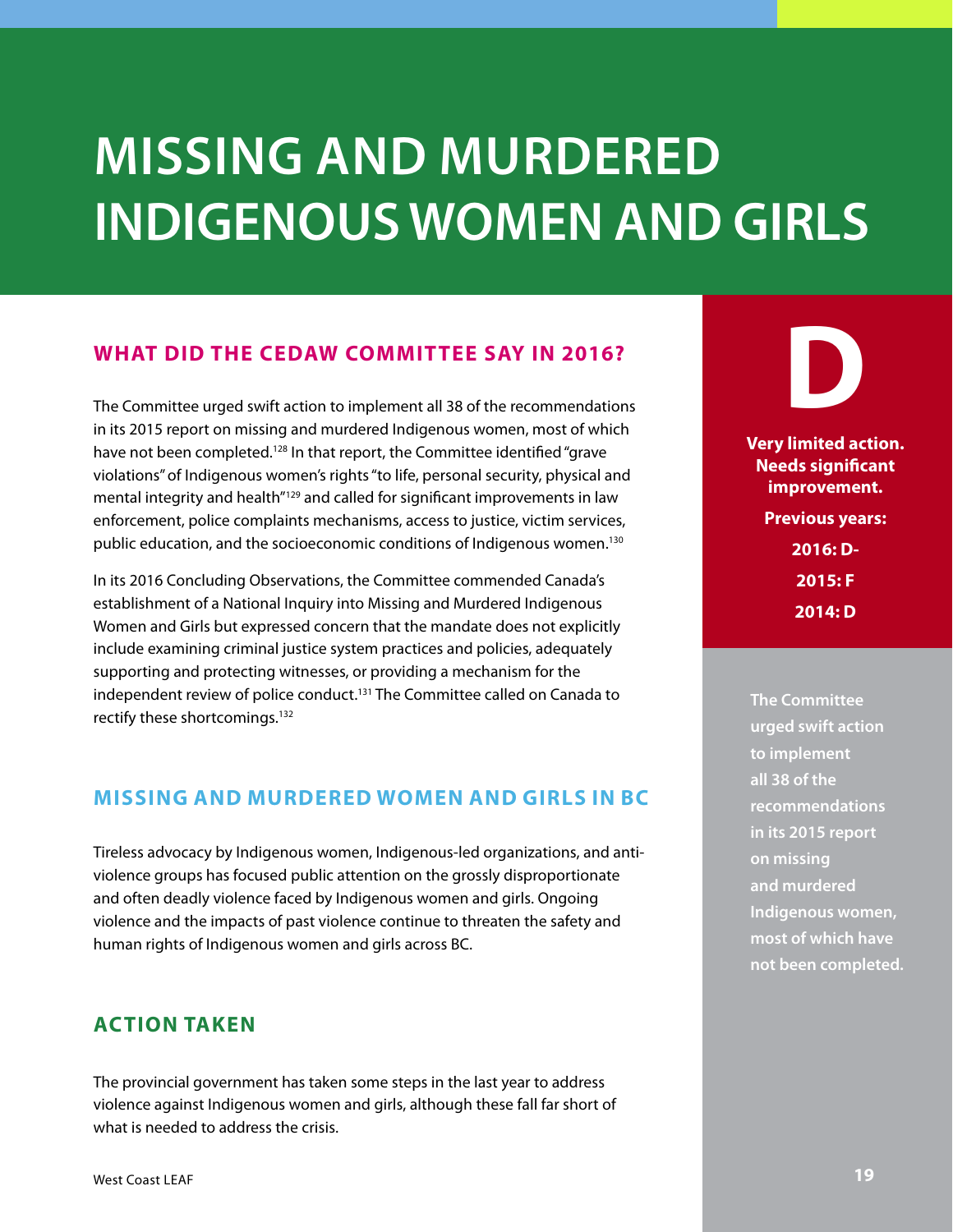# MISSING AND MURDERED INDIGENOUS WOMEN AND GIRLS

## WHAT DID THE CEDAW COMMITTEE SAY IN 2016?

The Committee urged swift action to implement all 38 of the recommendations in its 2015 report on missing and murdered Indigenous women, most of which have not been completed.[128] In that report, the Committee identified "grave violations" of Indigenous women's rights "to life, personal security, physical and mental integrity and health"[129] and called for significant improvements in law enforcement, police complaints mechanisms, access to justice, victim services, public education, and the socioeconomic conditions of Indigenous women.[130]

In its 2016 Concluding Observations, the Committee commended Canada's establishment of a National Inquiry into Missing and Murdered Indigenous Women and Girls but expressed concern that the mandate does not explicitly include examining criminal justice system practices and policies, adequately supporting and protecting witnesses, or providing a mechanism for the independent review of police conduct.[131] The Committee called on Canada to rectify these shortcomings.[132]

## MISSING AND MURDERED WOMEN AND GIRLS IN BC

Tireless advocacy by Indigenous women, Indigenous-led organizations, and anti-violence groups has focused public attention on the grossly disproportionate and often deadly violence faced by Indigenous women and girls. Ongoing violence and the impacts of past violence continue to threaten the safety and human rights of Indigenous women and girls across BC.

## ACTION TAKEN

The provincial government has taken some steps in the last year to address violence against Indigenous women and girls, although these fall far short of what is needed to address the crisis.

**D**

**Very limited action. Needs significant improvement.**

**Previous years:**

**2016: D-**

**2015: F**

**2014: D**

**The Committee urged swift action to implement all 38 of the recommendations in its 2015 report on missing and murdered Indigenous women, most of which have not been completed.**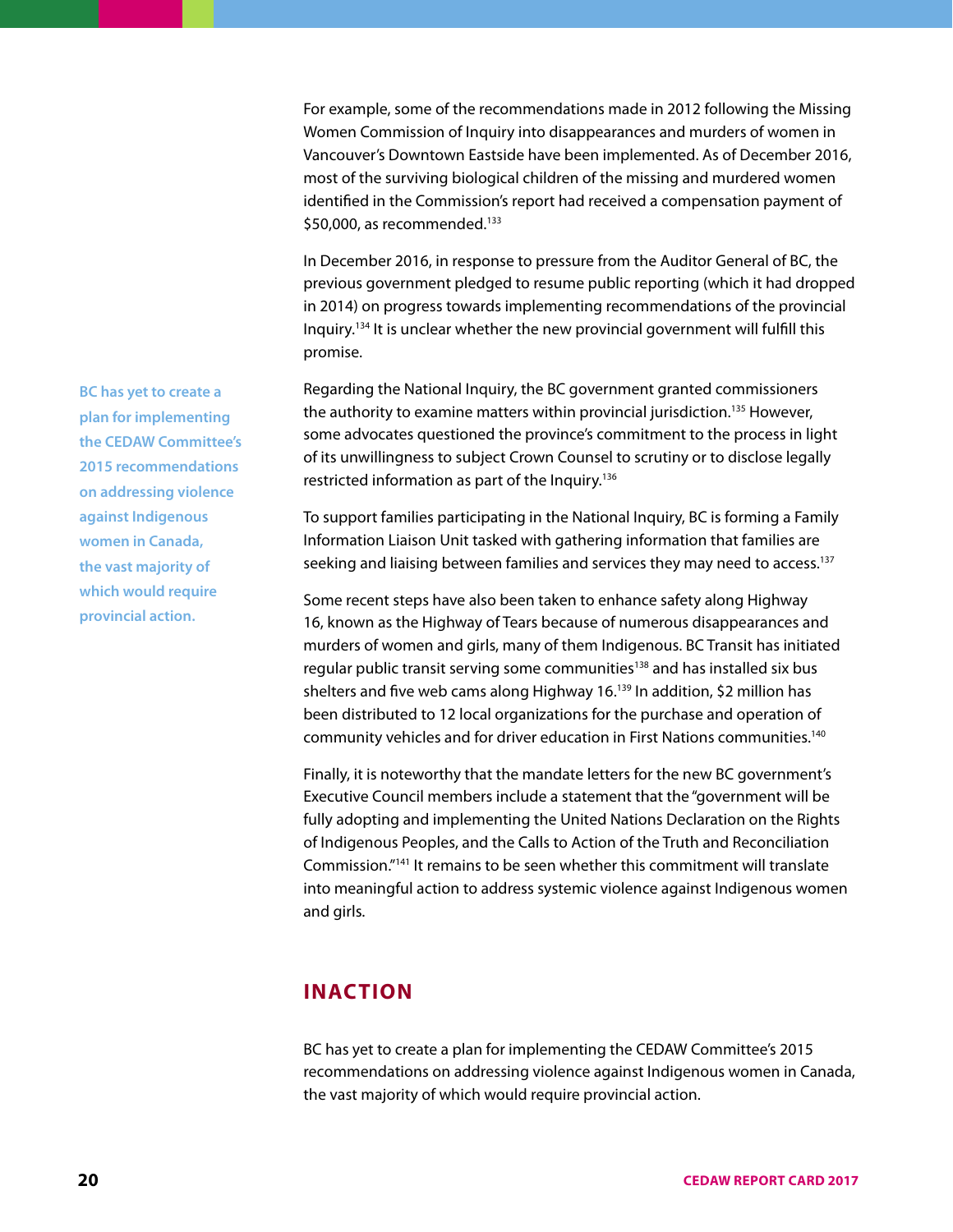For example, some of the recommendations made in 2012 following the Missing Women Commission of Inquiry into disappearances and murders of women in Vancouver's Downtown Eastside have been implemented. As of December 2016, most of the surviving biological children of the missing and murdered women identified in the Commission's report had received a compensation payment of $50,000, as recommended.[133]

In December 2016, in response to pressure from the Auditor General of BC, the previous government pledged to resume public reporting (which it had dropped in 2014) on progress towards implementing recommendations of the provincial Inquiry.[134] It is unclear whether the new provincial government will fulfill this promise.

**BC has yet to create a plan for implementing the CEDAW Committee's 2015 recommendations on addressing violence against Indigenous women in Canada, the vast majority of which would require provincial action.**

Regarding the National Inquiry, the BC government granted commissioners the authority to examine matters within provincial jurisdiction.[135] However, some advocates questioned the province's commitment to the process in light of its unwillingness to subject Crown Counsel to scrutiny or to disclose legally restricted information as part of the Inquiry.[136]

To support families participating in the National Inquiry, BC is forming a Family Information Liaison Unit tasked with gathering information that families are seeking and liaising between families and services they may need to access.[137]

Some recent steps have also been taken to enhance safety along Highway 16, known as the Highway of Tears because of numerous disappearances and murders of women and girls, many of them Indigenous. BC Transit has initiated regular public transit serving some communities[138] and has installed six bus shelters and five web cams along Highway 16.[139] In addition, $2 million has been distributed to 12 local organizations for the purchase and operation of community vehicles and for driver education in First Nations communities.[140]

Finally, it is noteworthy that the mandate letters for the new BC government's Executive Council members include a statement that the "government will be fully adopting and implementing the United Nations Declaration on the Rights of Indigenous Peoples, and the Calls to Action of the Truth and Reconciliation Commission."[141] It remains to be seen whether this commitment will translate into meaningful action to address systemic violence against Indigenous women and girls.

## INACTION

BC has yet to create a plan for implementing the CEDAW Committee's 2015 recommendations on addressing violence against Indigenous women in Canada, the vast majority of which would require provincial action.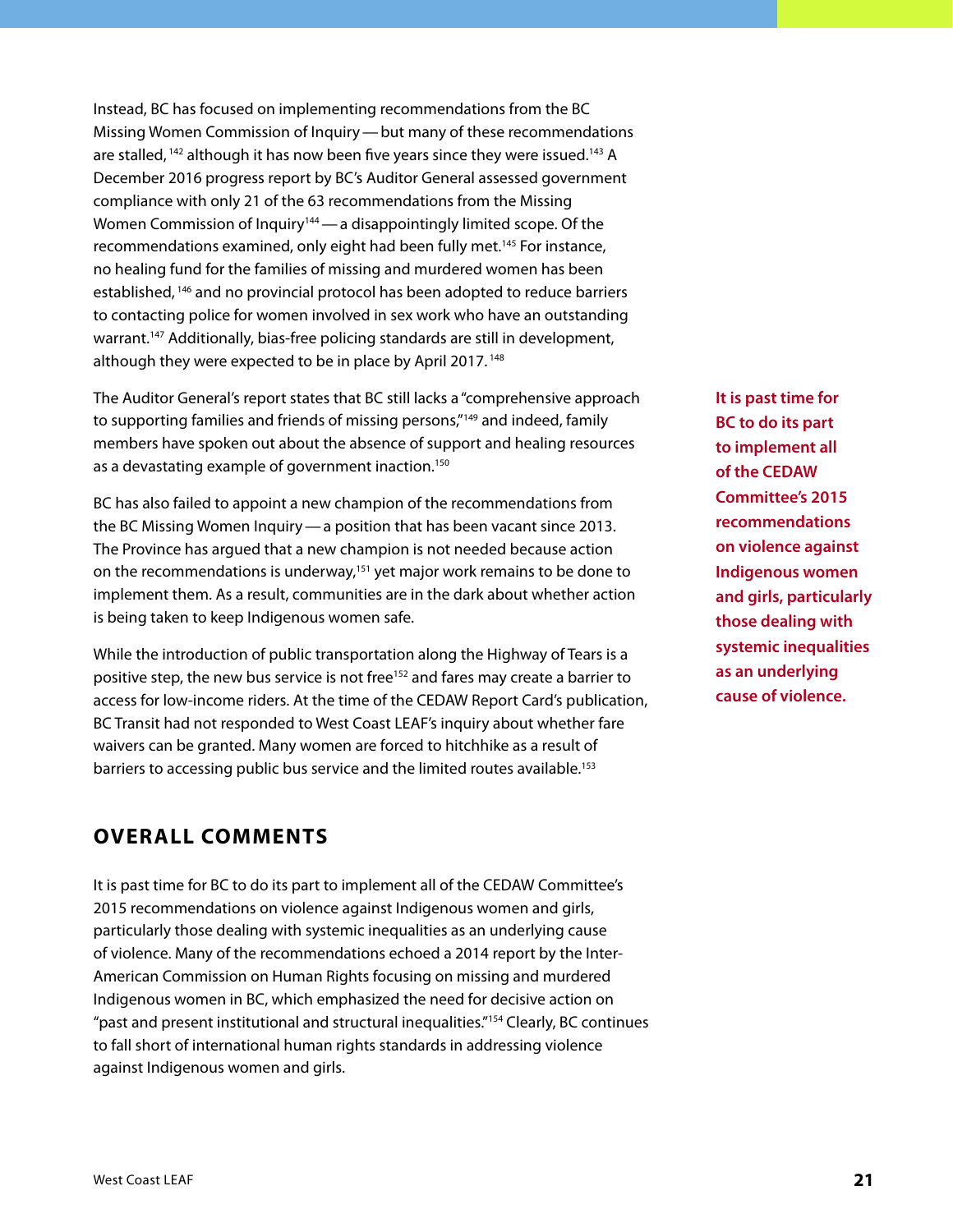Instead, BC has focused on implementing recommendations from the BC Missing Women Commission of Inquiry — but many of these recommendations are stalled, [142] although it has now been five years since they were issued.[143] A December 2016 progress report by BC's Auditor General assessed government compliance with only 21 of the 63 recommendations from the Missing Women Commission of Inquiry[144] — a disappointingly limited scope. Of the recommendations examined, only eight had been fully met.[145] For instance, no healing fund for the families of missing and murdered women has been established, [146] and no provincial protocol has been adopted to reduce barriers to contacting police for women involved in sex work who have an outstanding warrant.[147] Additionally, bias-free policing standards are still in development, although they were expected to be in place by April 2017. [148]

The Auditor General's report states that BC still lacks a "comprehensive approach to supporting families and friends of missing persons,"[149] and indeed, family members have spoken out about the absence of support and healing resources as a devastating example of government inaction.[150]

BC has also failed to appoint a new champion of the recommendations from the BC Missing Women Inquiry — a position that has been vacant since 2013. The Province has argued that a new champion is not needed because action on the recommendations is underway,[151] yet major work remains to be done to implement them. As a result, communities are in the dark about whether action is being taken to keep Indigenous women safe.

While the introduction of public transportation along the Highway of Tears is a positive step, the new bus service is not free[152] and fares may create a barrier to access for low-income riders. At the time of the CEDAW Report Card's publication, BC Transit had not responded to West Coast LEAF's inquiry about whether fare waivers can be granted. Many women are forced to hitchhike as a result of barriers to accessing public bus service and the limited routes available.[153]

**It is past time for BC to do its part to implement all of the CEDAW Committee's 2015 recommendations on violence against Indigenous women and girls, particularly those dealing with systemic inequalities as an underlying cause of violence.**

## OVERALL COMMENTS

It is past time for BC to do its part to implement all of the CEDAW Committee's 2015 recommendations on violence against Indigenous women and girls, particularly those dealing with systemic inequalities as an underlying cause of violence. Many of the recommendations echoed a 2014 report by the Inter-American Commission on Human Rights focusing on missing and murdered Indigenous women in BC, which emphasized the need for decisive action on "past and present institutional and structural inequalities."[154] Clearly, BC continues to fall short of international human rights standards in addressing violence against Indigenous women and girls.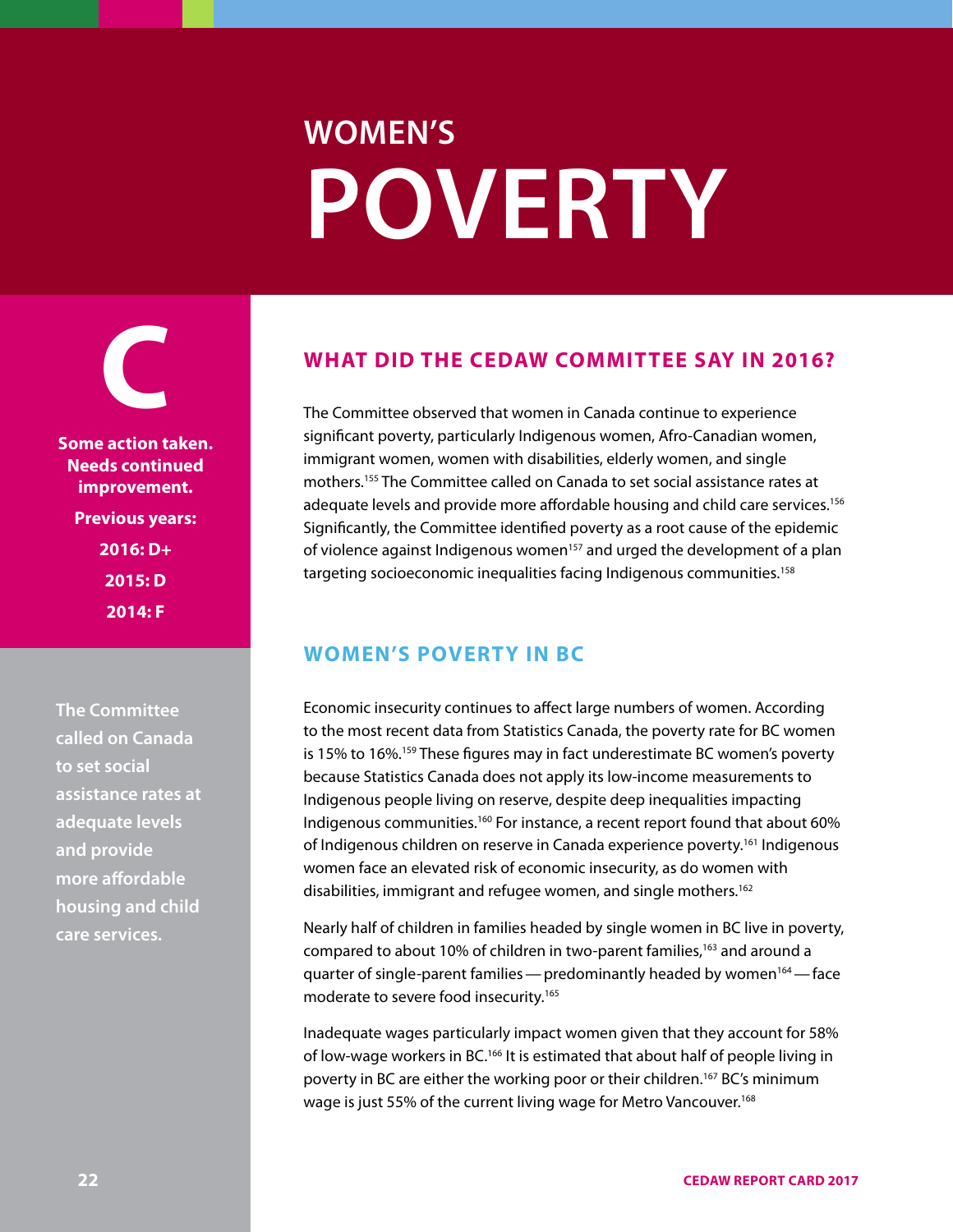## WOMEN'S

# POVERTY

**C**

**Some action taken. Needs continued improvement.**

**Previous years:**

**2016: D+**

**2015: D**

**2014: F**

**The Committee called on Canada to set social assistance rates at adequate levels and provide more affordable housing and child care services.**

## WHAT DID THE CEDAW COMMITTEE SAY IN 2016?

The Committee observed that women in Canada continue to experience significant poverty, particularly Indigenous women, Afro-Canadian women, immigrant women, women with disabilities, elderly women, and single mothers.[155] The Committee called on Canada to set social assistance rates at adequate levels and provide more affordable housing and child care services.[156] Significantly, the Committee identified poverty as a root cause of the epidemic of violence against Indigenous women[157] and urged the development of a plan targeting socioeconomic inequalities facing Indigenous communities.[158]

## WOMEN'S POVERTY IN BC

Economic insecurity continues to affect large numbers of women. According to the most recent data from Statistics Canada, the poverty rate for BC women is 15% to 16%.[159] These figures may in fact underestimate BC women's poverty because Statistics Canada does not apply its low-income measurements to Indigenous people living on reserve, despite deep inequalities impacting Indigenous communities.[160] For instance, a recent report found that about 60% of Indigenous children on reserve in Canada experience poverty.[161] Indigenous women face an elevated risk of economic insecurity, as do women with disabilities, immigrant and refugee women, and single mothers.[162]

Nearly half of children in families headed by single women in BC live in poverty, compared to about 10% of children in two-parent families,[163] and around a quarter of single-parent families — predominantly headed by women[164] — face moderate to severe food insecurity.[165]

Inadequate wages particularly impact women given that they account for 58% of low-wage workers in BC.[166] It is estimated that about half of people living in poverty in BC are either the working poor or their children.[167] BC's minimum wage is just 55% of the current living wage for Metro Vancouver.[168]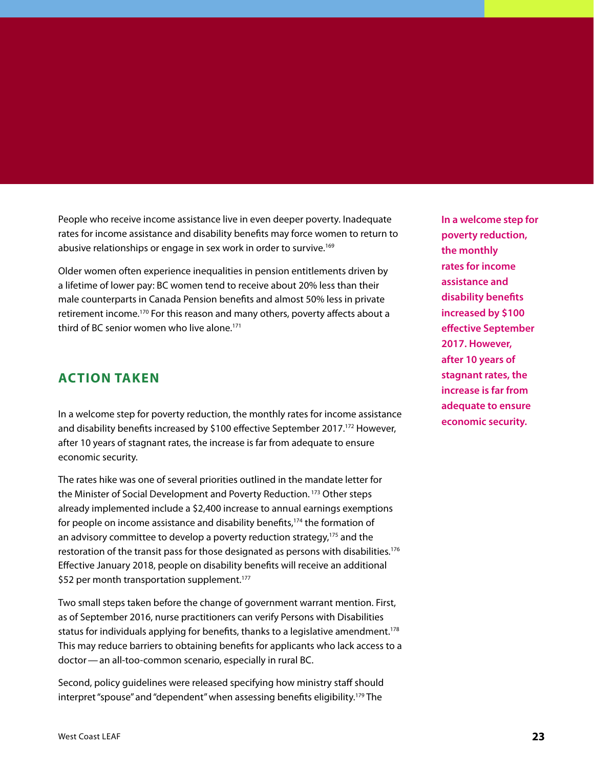People who receive income assistance live in even deeper poverty. Inadequate rates for income assistance and disability benefits may force women to return to abusive relationships or engage in sex work in order to survive.[169]

Older women often experience inequalities in pension entitlements driven by a lifetime of lower pay: BC women tend to receive about 20% less than their male counterparts in Canada Pension benefits and almost 50% less in private retirement income.[170] For this reason and many others, poverty affects about a third of BC senior women who live alone.[171]

## ACTION TAKEN

In a welcome step for poverty reduction, the monthly rates for income assistance and disability benefits increased by $100 effective September 2017.[172] However, after 10 years of stagnant rates, the increase is far from adequate to ensure economic security.

The rates hike was one of several priorities outlined in the mandate letter for the Minister of Social Development and Poverty Reduction.[173] Other steps already implemented include a $2,400 increase to annual earnings exemptions for people on income assistance and disability benefits,[174] the formation of an advisory committee to develop a poverty reduction strategy,[175] and the restoration of the transit pass for those designated as persons with disabilities.[176] Effective January 2018, people on disability benefits will receive an additional $52 per month transportation supplement.[177]

Two small steps taken before the change of government warrant mention. First, as of September 2016, nurse practitioners can verify Persons with Disabilities status for individuals applying for benefits, thanks to a legislative amendment.[178] This may reduce barriers to obtaining benefits for applicants who lack access to a doctor — an all-too-common scenario, especially in rural BC.

Second, policy guidelines were released specifying how ministry staff should interpret "spouse" and "dependent" when assessing benefits eligibility.[179] The

**In a welcome step for poverty reduction, the monthly rates for income assistance and disability benefits increased by $100 effective September 2017. However, after 10 years of stagnant rates, the increase is far from adequate to ensure economic security.**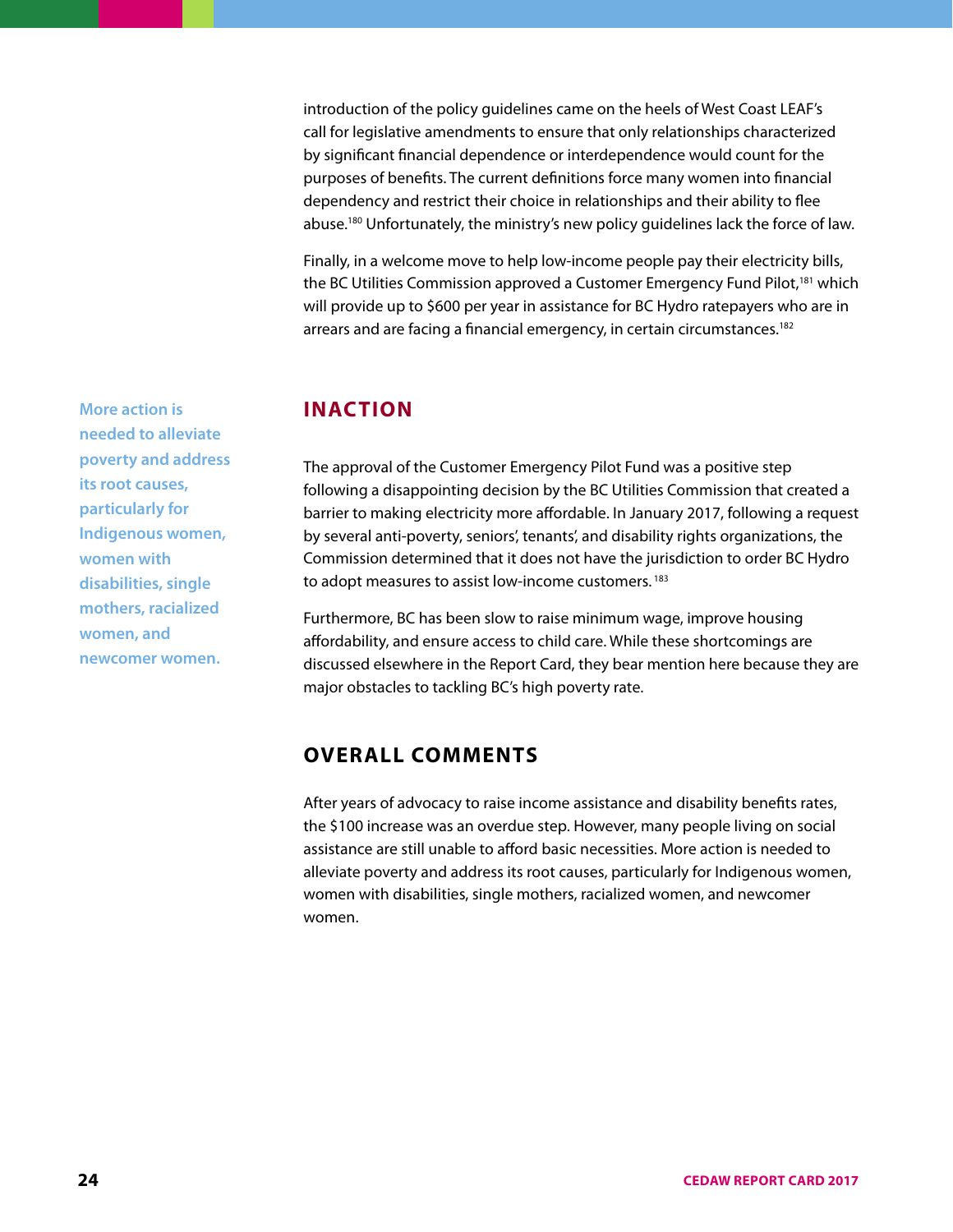introduction of the policy guidelines came on the heels of West Coast LEAF's call for legislative amendments to ensure that only relationships characterized by significant financial dependence or interdependence would count for the purposes of benefits. The current definitions force many women into financial dependency and restrict their choice in relationships and their ability to flee abuse.[180] Unfortunately, the ministry's new policy guidelines lack the force of law.

Finally, in a welcome move to help low-income people pay their electricity bills, the BC Utilities Commission approved a Customer Emergency Fund Pilot,[181] which will provide up to $600 per year in assistance for BC Hydro ratepayers who are in arrears and are facing a financial emergency, in certain circumstances.[182]

**More action is needed to alleviate poverty and address its root causes, particularly for Indigenous women, women with disabilities, single mothers, racialized women, and newcomer women.**

## INACTION

The approval of the Customer Emergency Pilot Fund was a positive step following a disappointing decision by the BC Utilities Commission that created a barrier to making electricity more affordable. In January 2017, following a request by several anti-poverty, seniors', tenants', and disability rights organizations, the Commission determined that it does not have the jurisdiction to order BC Hydro to adopt measures to assist low-income customers.[183]

Furthermore, BC has been slow to raise minimum wage, improve housing affordability, and ensure access to child care. While these shortcomings are discussed elsewhere in the Report Card, they bear mention here because they are major obstacles to tackling BC's high poverty rate.

## OVERALL COMMENTS

After years of advocacy to raise income assistance and disability benefits rates, the $100 increase was an overdue step. However, many people living on social assistance are still unable to afford basic necessities. More action is needed to alleviate poverty and address its root causes, particularly for Indigenous women, women with disabilities, single mothers, racialized women, and newcomer women.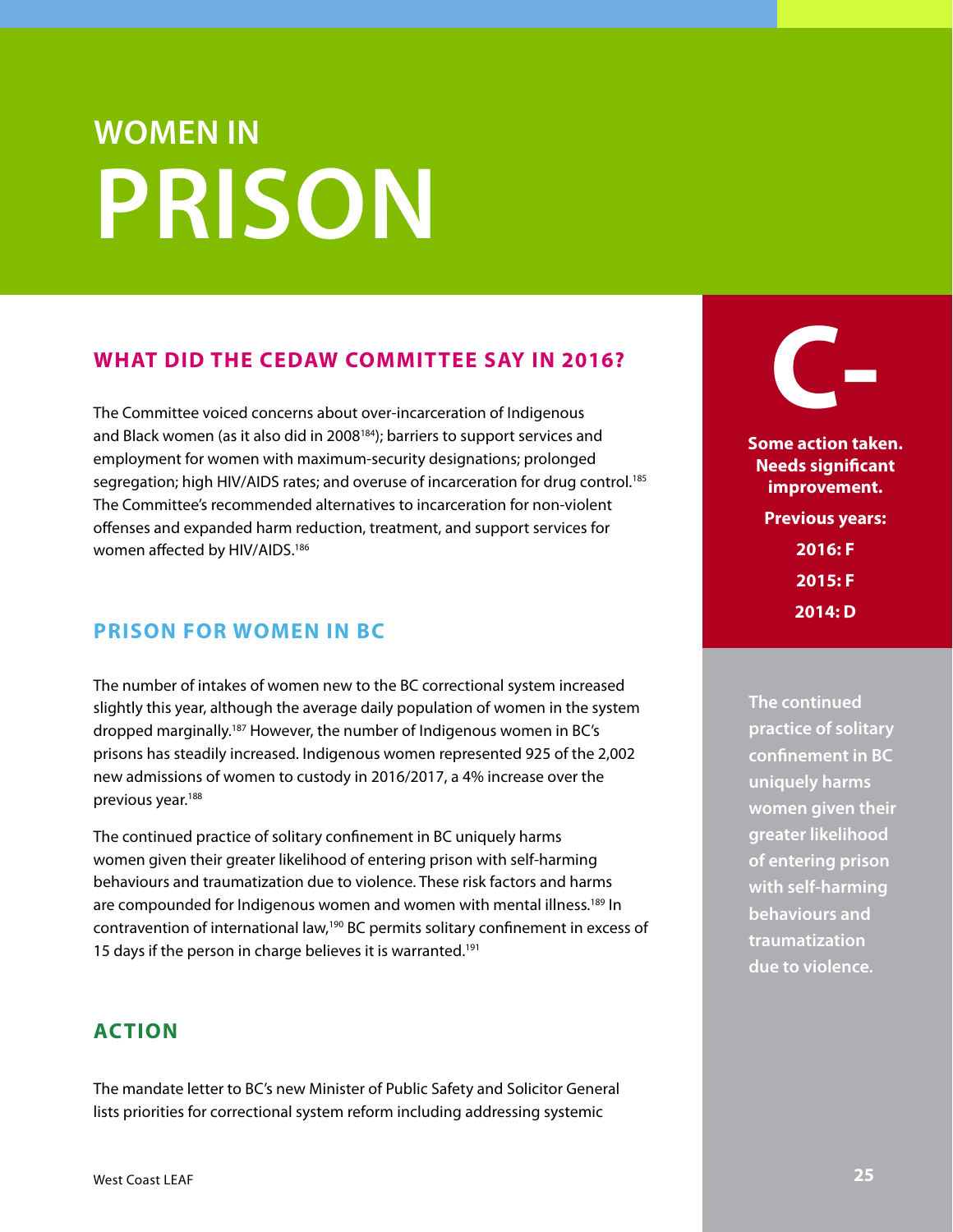# WOMEN IN PRISON

## WHAT DID THE CEDAW COMMITTEE SAY IN 2016?

The Committee voiced concerns about over-incarceration of Indigenous and Black women (as it also did in 2008[184]); barriers to support services and employment for women with maximum-security designations; prolonged segregation; high HIV/AIDS rates; and overuse of incarceration for drug control.[185] The Committee's recommended alternatives to incarceration for non-violent offenses and expanded harm reduction, treatment, and support services for women affected by HIV/AIDS.[186]

**C-**

**Some action taken. Needs significant improvement.**

**Previous years:**

**2016: F**

**2015: F**

**2014: D**

## PRISON FOR WOMEN IN BC

The number of intakes of women new to the BC correctional system increased slightly this year, although the average daily population of women in the system dropped marginally.[187] However, the number of Indigenous women in BC's prisons has steadily increased. Indigenous women represented 925 of the 2,002 new admissions of women to custody in 2016/2017, a 4% increase over the previous year.[188]

The continued practice of solitary confinement in BC uniquely harms women given their greater likelihood of entering prison with self-harming behaviours and traumatization due to violence. These risk factors and harms are compounded for Indigenous women and women with mental illness.[189] In contravention of international law,[190] BC permits solitary confinement in excess of 15 days if the person in charge believes it is warranted.[191]

**The continued practice of solitary confinement in BC uniquely harms women given their greater likelihood of entering prison with self-harming behaviours and traumatization due to violence.**

## ACTION

The mandate letter to BC's new Minister of Public Safety and Solicitor General lists priorities for correctional system reform including addressing systemic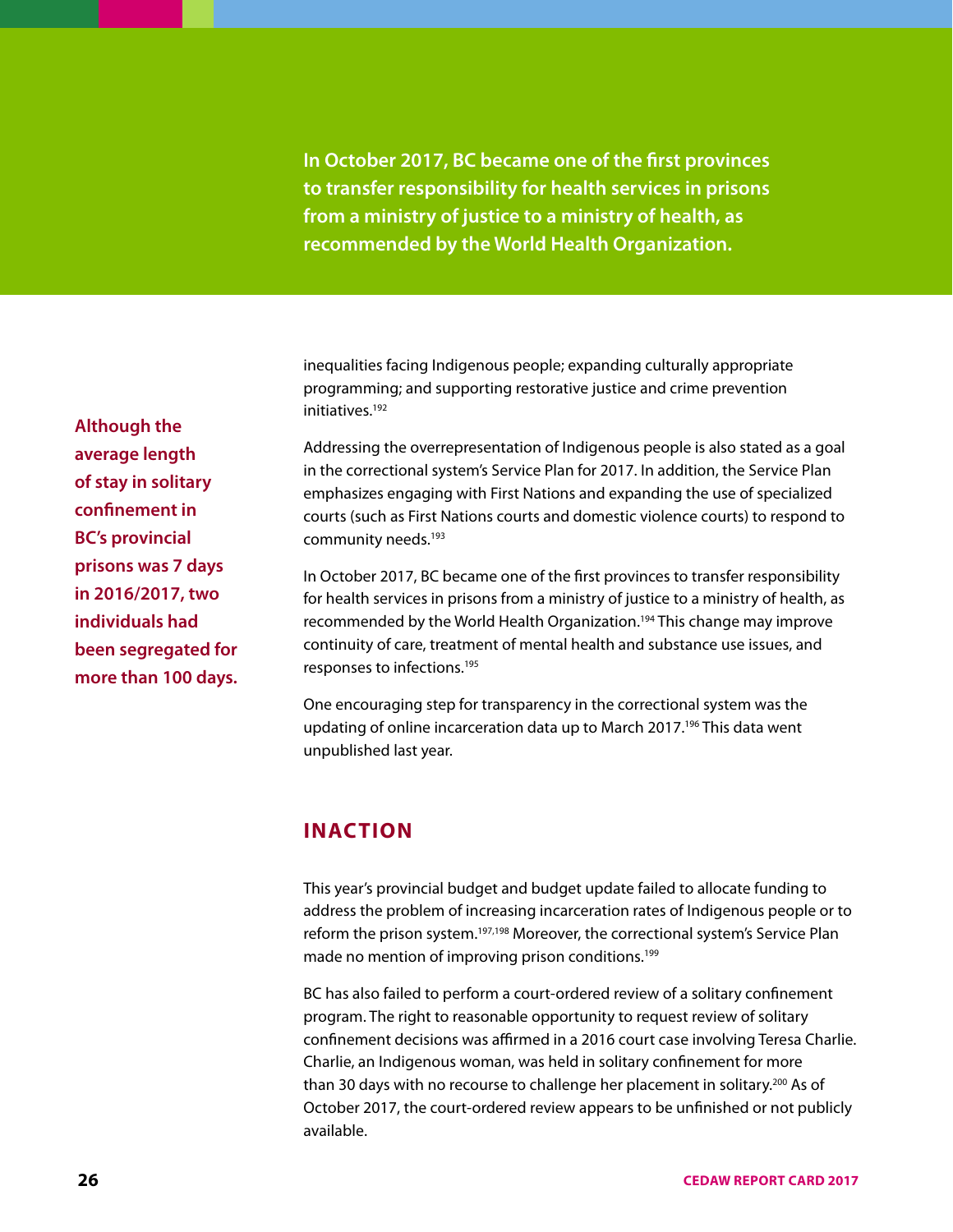**In October 2017, BC became one of the first provinces to transfer responsibility for health services in prisons from a ministry of justice to a ministry of health, as recommended by the World Health Organization.**

**Although the average length of stay in solitary confinement in BC's provincial prisons was 7 days in 2016/2017, two individuals had been segregated for more than 100 days.**

inequalities facing Indigenous people; expanding culturally appropriate programming; and supporting restorative justice and crime prevention initiatives.[192]

Addressing the overrepresentation of Indigenous people is also stated as a goal in the correctional system's Service Plan for 2017. In addition, the Service Plan emphasizes engaging with First Nations and expanding the use of specialized courts (such as First Nations courts and domestic violence courts) to respond to community needs.[193]

In October 2017, BC became one of the first provinces to transfer responsibility for health services in prisons from a ministry of justice to a ministry of health, as recommended by the World Health Organization.[194] This change may improve continuity of care, treatment of mental health and substance use issues, and responses to infections.[195]

One encouraging step for transparency in the correctional system was the updating of online incarceration data up to March 2017.[196] This data went unpublished last year.

## INACTION

This year's provincial budget and budget update failed to allocate funding to address the problem of increasing incarceration rates of Indigenous people or to reform the prison system.[197,198] Moreover, the correctional system's Service Plan made no mention of improving prison conditions.[199]

BC has also failed to perform a court-ordered review of a solitary confinement program. The right to reasonable opportunity to request review of solitary confinement decisions was affirmed in a 2016 court case involving Teresa Charlie. Charlie, an Indigenous woman, was held in solitary confinement for more than 30 days with no recourse to challenge her placement in solitary.[200] As of October 2017, the court-ordered review appears to be unfinished or not publicly available.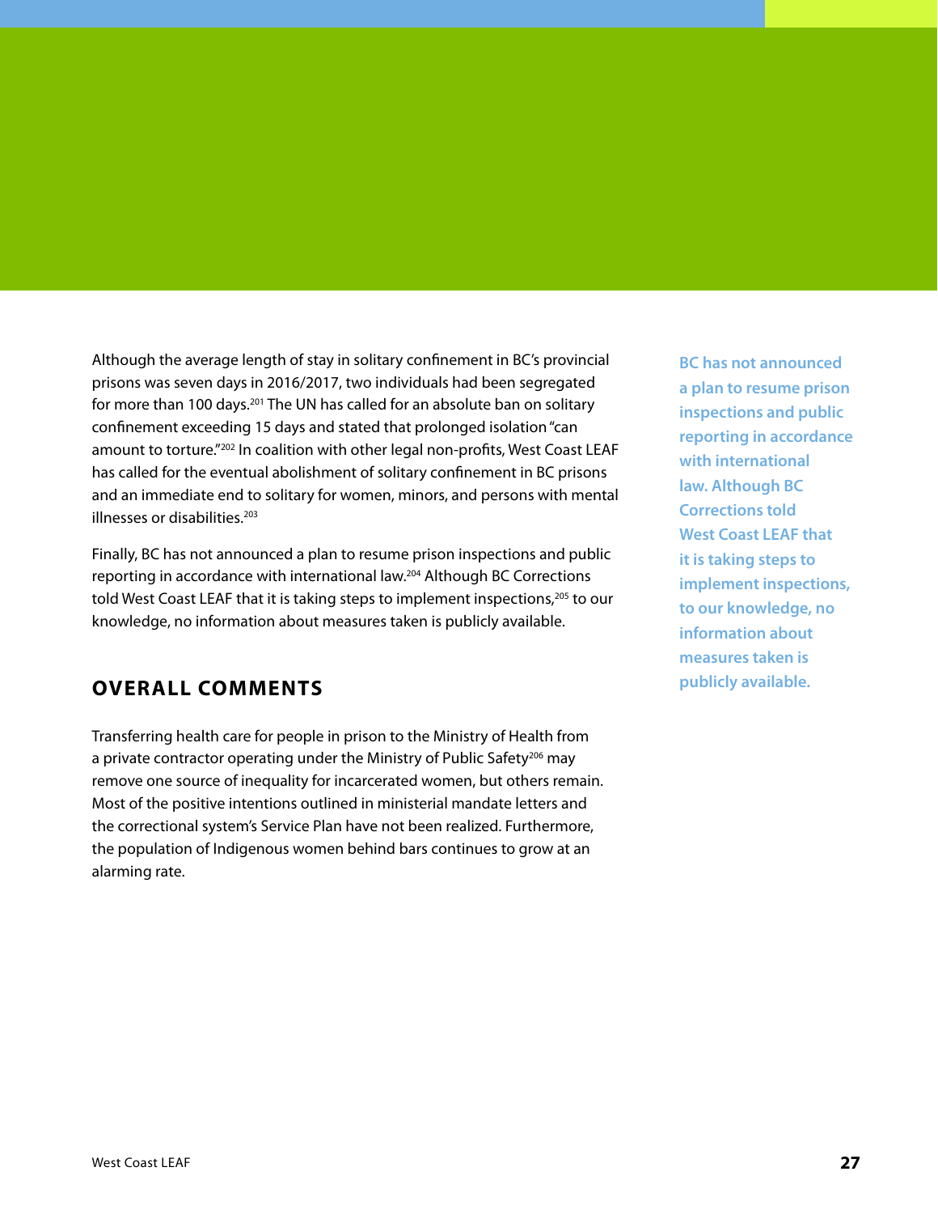Although the average length of stay in solitary confinement in BC's provincial prisons was seven days in 2016/2017, two individuals had been segregated for more than 100 days.[201] The UN has called for an absolute ban on solitary confinement exceeding 15 days and stated that prolonged isolation "can amount to torture."[202] In coalition with other legal non-profits, West Coast LEAF has called for the eventual abolishment of solitary confinement in BC prisons and an immediate end to solitary for women, minors, and persons with mental illnesses or disabilities.[203]

Finally, BC has not announced a plan to resume prison inspections and public reporting in accordance with international law.[204] Although BC Corrections told West Coast LEAF that it is taking steps to implement inspections,[205] to our knowledge, no information about measures taken is publicly available.

**BC has not announced a plan to resume prison inspections and public reporting in accordance with international law. Although BC Corrections told West Coast LEAF that it is taking steps to implement inspections, to our knowledge, no information about measures taken is publicly available.**

## OVERALL COMMENTS

Transferring health care for people in prison to the Ministry of Health from a private contractor operating under the Ministry of Public Safety[206] may remove one source of inequality for incarcerated women, but others remain. Most of the positive intentions outlined in ministerial mandate letters and the correctional system's Service Plan have not been realized. Furthermore, the population of Indigenous women behind bars continues to grow at an alarming rate.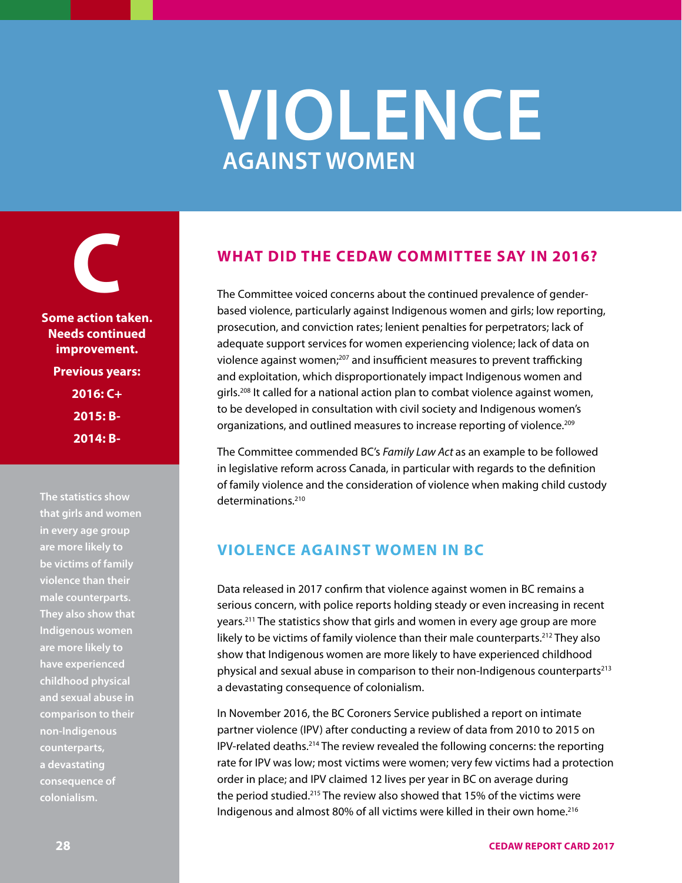# VIOLENCE AGAINST WOMEN

**C**

**Some action taken. Needs continued improvement.**

**Previous years:**
**2016: C+**
**2015: B-**
**2014: B-**

The statistics show that girls and women in every age group are more likely to be victims of family violence than their male counterparts. They also show that Indigenous women are more likely to have experienced childhood physical and sexual abuse in comparison to their non-Indigenous counterparts, a devastating consequence of colonialism.

## WHAT DID THE CEDAW COMMITTEE SAY IN 2016?

The Committee voiced concerns about the continued prevalence of gender-based violence, particularly against Indigenous women and girls; low reporting, prosecution, and conviction rates; lenient penalties for perpetrators; lack of adequate support services for women experiencing violence; lack of data on violence against women;[207] and insufficient measures to prevent trafficking and exploitation, which disproportionately impact Indigenous women and girls.[208] It called for a national action plan to combat violence against women, to be developed in consultation with civil society and Indigenous women's organizations, and outlined measures to increase reporting of violence.[209]

The Committee commended BC's *Family Law Act* as an example to be followed in legislative reform across Canada, in particular with regards to the definition of family violence and the consideration of violence when making child custody determinations.[210]

## VIOLENCE AGAINST WOMEN IN BC

Data released in 2017 confirm that violence against women in BC remains a serious concern, with police reports holding steady or even increasing in recent years.[211] The statistics show that girls and women in every age group are more likely to be victims of family violence than their male counterparts.[212] They also show that Indigenous women are more likely to have experienced childhood physical and sexual abuse in comparison to their non-Indigenous counterparts[213] a devastating consequence of colonialism.

In November 2016, the BC Coroners Service published a report on intimate partner violence (IPV) after conducting a review of data from 2010 to 2015 on IPV-related deaths.[214] The review revealed the following concerns: the reporting rate for IPV was low; most victims were women; very few victims had a protection order in place; and IPV claimed 12 lives per year in BC on average during the period studied.[215] The review also showed that 15% of the victims were Indigenous and almost 80% of all victims were killed in their own home.[216]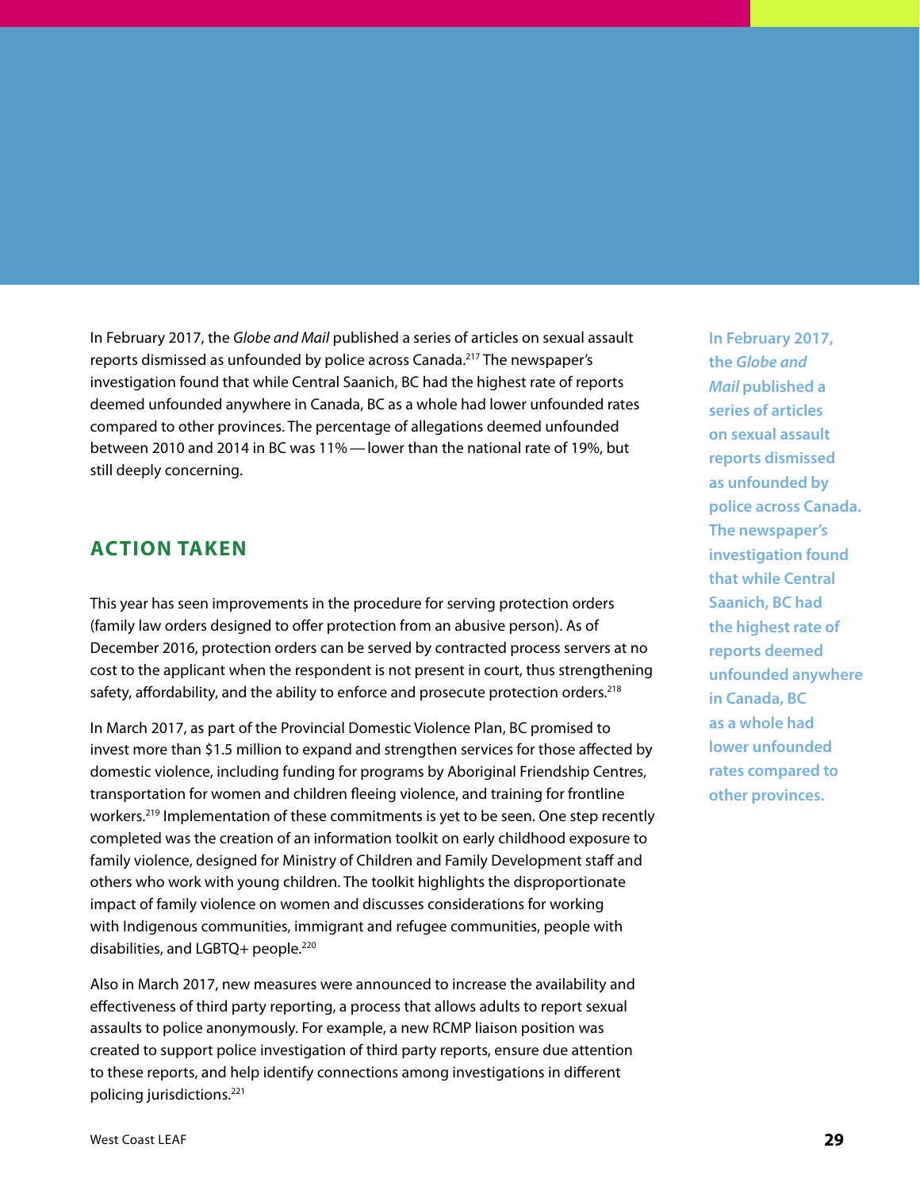In February 2017, the *Globe and Mail* published a series of articles on sexual assault reports dismissed as unfounded by police across Canada.[217] The newspaper's investigation found that while Central Saanich, BC had the highest rate of reports deemed unfounded anywhere in Canada, BC as a whole had lower unfounded rates compared to other provinces. The percentage of allegations deemed unfounded between 2010 and 2014 in BC was 11% — lower than the national rate of 19%, but still deeply concerning.

> **In February 2017, the *Globe and Mail* published a series of articles on sexual assault reports dismissed as unfounded by police across Canada. The newspaper's investigation found that while Central Saanich, BC had the highest rate of reports deemed unfounded anywhere in Canada, BC as a whole had lower unfounded rates compared to other provinces.**

## ACTION TAKEN

This year has seen improvements in the procedure for serving protection orders (family law orders designed to offer protection from an abusive person). As of December 2016, protection orders can be served by contracted process servers at no cost to the applicant when the respondent is not present in court, thus strengthening safety, affordability, and the ability to enforce and prosecute protection orders.[218]

In March 2017, as part of the Provincial Domestic Violence Plan, BC promised to invest more than $1.5 million to expand and strengthen services for those affected by domestic violence, including funding for programs by Aboriginal Friendship Centres, transportation for women and children fleeing violence, and training for frontline workers.[219] Implementation of these commitments is yet to be seen. One step recently completed was the creation of an information toolkit on early childhood exposure to family violence, designed for Ministry of Children and Family Development staff and others who work with young children. The toolkit highlights the disproportionate impact of family violence on women and discusses considerations for working with Indigenous communities, immigrant and refugee communities, people with disabilities, and LGBTQ+ people.[220]

Also in March 2017, new measures were announced to increase the availability and effectiveness of third party reporting, a process that allows adults to report sexual assaults to police anonymously. For example, a new RCMP liaison position was created to support police investigation of third party reports, ensure due attention to these reports, and help identify connections among investigations in different policing jurisdictions.[221]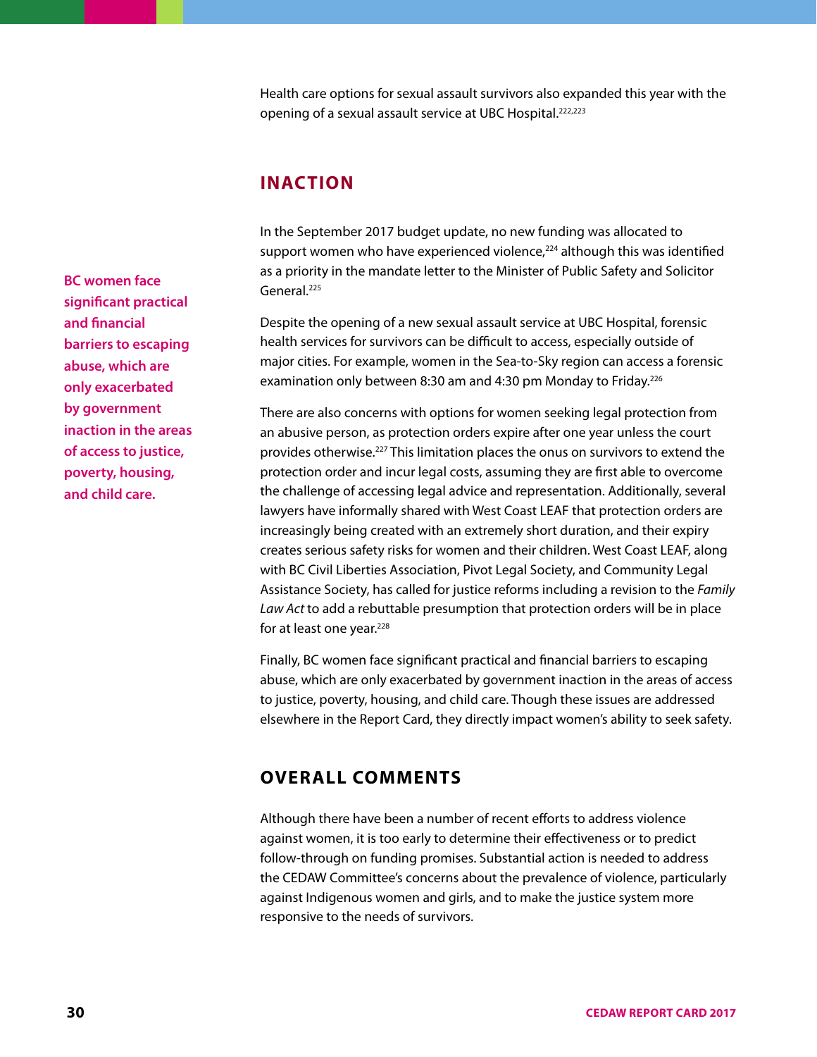Health care options for sexual assault survivors also expanded this year with the opening of a sexual assault service at UBC Hospital.[222,223]

## INACTION

In the September 2017 budget update, no new funding was allocated to support women who have experienced violence,[224] although this was identified as a priority in the mandate letter to the Minister of Public Safety and Solicitor General.[225]

**BC women face significant practical and financial barriers to escaping abuse, which are only exacerbated by government inaction in the areas of access to justice, poverty, housing, and child care.**

Despite the opening of a new sexual assault service at UBC Hospital, forensic health services for survivors can be difficult to access, especially outside of major cities. For example, women in the Sea-to-Sky region can access a forensic examination only between 8:30 am and 4:30 pm Monday to Friday.[226]

There are also concerns with options for women seeking legal protection from an abusive person, as protection orders expire after one year unless the court provides otherwise.[227] This limitation places the onus on survivors to extend the protection order and incur legal costs, assuming they are first able to overcome the challenge of accessing legal advice and representation. Additionally, several lawyers have informally shared with West Coast LEAF that protection orders are increasingly being created with an extremely short duration, and their expiry creates serious safety risks for women and their children. West Coast LEAF, along with BC Civil Liberties Association, Pivot Legal Society, and Community Legal Assistance Society, has called for justice reforms including a revision to the *Family Law Act* to add a rebuttable presumption that protection orders will be in place for at least one year.[228]

Finally, BC women face significant practical and financial barriers to escaping abuse, which are only exacerbated by government inaction in the areas of access to justice, poverty, housing, and child care. Though these issues are addressed elsewhere in the Report Card, they directly impact women's ability to seek safety.

## OVERALL COMMENTS

Although there have been a number of recent efforts to address violence against women, it is too early to determine their effectiveness or to predict follow-through on funding promises. Substantial action is needed to address the CEDAW Committee's concerns about the prevalence of violence, particularly against Indigenous women and girls, and to make the justice system more responsive to the needs of survivors.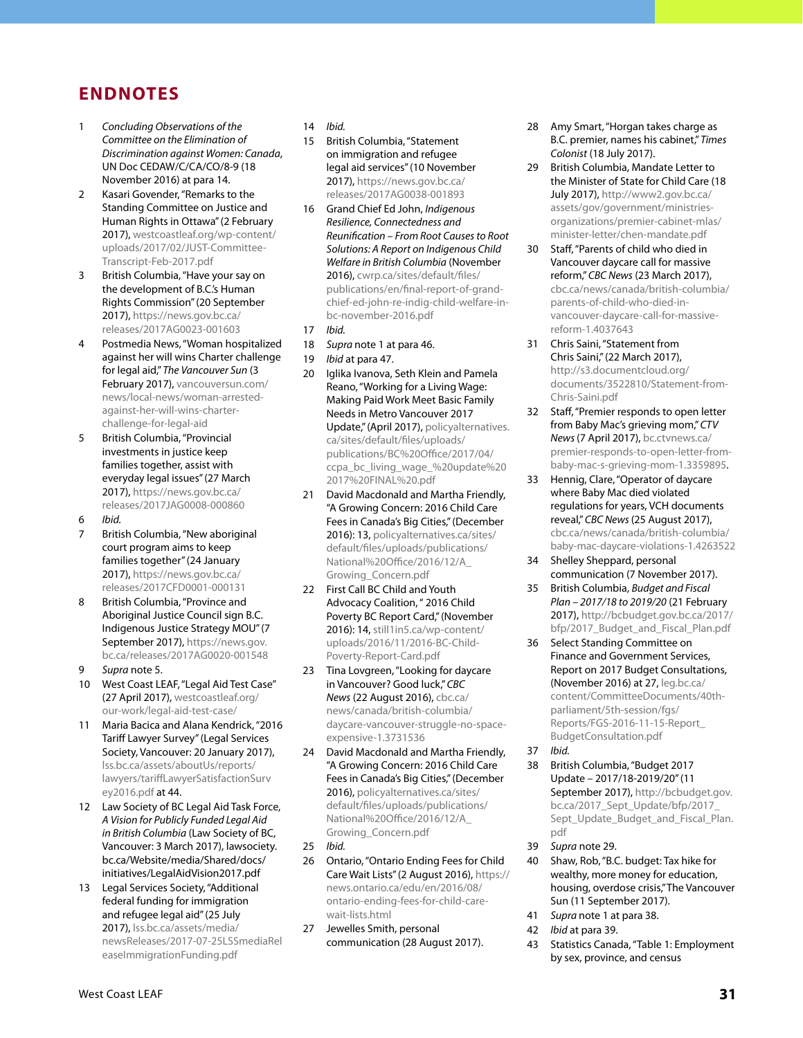# ENDNOTES

1. *Concluding Observations of the Committee on the Elimination of Discrimination against Women: Canada*, UN Doc CEDAW/C/CA/CO/8-9 (18 November 2016) at para 14.
2. Kasari Govender, "Remarks to the Standing Committee on Justice and Human Rights in Ottawa" (2 February 2017), westcoastleaf.org/wp-content/uploads/2017/02/JUST-Committee-Transcript-Feb-2017.pdf
3. British Columbia, "Have your say on the development of B.C.'s Human Rights Commission" (20 September 2017), https://news.gov.bc.ca/releases/2017AG0023-001603
4. Postmedia News, "Woman hospitalized against her will wins Charter challenge for legal aid," *The Vancouver Sun* (3 February 2017), vancouversun.com/news/local-news/woman-arrested-against-her-will-wins-charter-challenge-for-legal-aid
5. British Columbia, "Provincial investments in justice keep families together, assist with everyday legal issues" (27 March 2017), https://news.gov.bc.ca/releases/2017JAG0008-000860
6. *Ibid.*
7. British Columbia, "New aboriginal court program aims to keep families together" (24 January 2017), https://news.gov.bc.ca/releases/2017CFD0001-000131
8. British Columbia, "Province and Aboriginal Justice Council sign B.C. Indigenous Justice Strategy MOU" (7 September 2017), https://news.gov.bc.ca/releases/2017AG0020-001548
9. *Supra* note 5.
10. West Coast LEAF, "Legal Aid Test Case" (27 April 2017), westcoastleaf.org/our-work/legal-aid-test-case/
11. Maria Bacica and Alana Kendrick, "2016 Tariff Lawyer Survey" (Legal Services Society, Vancouver: 20 January 2017), lss.bc.ca/assets/aboutUs/reports/lawyers/tariffLawyerSatisfactionSurvey2016.pdf at 44.
12. Law Society of BC Legal Aid Task Force, *A Vision for Publicly Funded Legal Aid in British Columbia* (Law Society of BC, Vancouver: 3 March 2017), lawsociety.bc.ca/Website/media/Shared/docs/initiatives/LegalAidVision2017.pdf
13. Legal Services Society, "Additional federal funding for immigration and refugee legal aid" (25 July 2017), lss.bc.ca/assets/media/newsReleases/2017-07-25LSSmediaReleaseImmigrationFunding.pdf
14. *Ibid.*
15. British Columbia, "Statement on immigration and refugee legal aid services" (10 November 2017), https://news.gov.bc.ca/releases/2017AG0038-001893
16. Grand Chief Ed John, *Indigenous Resilience, Connectedness and Reunification – From Root Causes to Root Solutions: A Report on Indigenous Child Welfare in British Columbia* (November 2016), cwrp.ca/sites/default/files/publications/en/final-report-of-grand-chief-ed-john-re-indig-child-welfare-in-bc-november-2016.pdf
17. *Ibid.*
18. *Supra* note 1 at para 46.
19. *Ibid* at para 47.
20. Iglika Ivanova, Seth Klein and Pamela Reano, "Working for a Living Wage: Making Paid Work Meet Basic Family Needs in Metro Vancouver 2017 Update," (April 2017), policyalternatives.ca/sites/default/files/uploads/publications/BC%20Office/2017/04/ccpa_bc_living_wage_%20update%202017%20FINAL%20.pdf
21. David Macdonald and Martha Friendly, "A Growing Concern: 2016 Child Care Fees in Canada's Big Cities," (December 2016): 13, policyalternatives.ca/sites/default/files/uploads/publications/National%20Office/2016/12/A_Growing_Concern.pdf
22. First Call BC Child and Youth Advocacy Coalition, " 2016 Child Poverty BC Report Card," (November 2016): 14, still1in5.ca/wp-content/uploads/2016/11/2016-BC-Child-Poverty-Report-Card.pdf
23. Tina Lovgreen, "Looking for daycare in Vancouver? Good luck," *CBC News* (22 August 2016), cbc.ca/news/canada/british-columbia/daycare-vancouver-struggle-no-space-expensive-1.3731536
24. David Macdonald and Martha Friendly, "A Growing Concern: 2016 Child Care Fees in Canada's Big Cities," (December 2016), policyalternatives.ca/sites/default/files/uploads/publications/National%20Office/2016/12/A_Growing_Concern.pdf
25. *Ibid.*
26. Ontario, "Ontario Ending Fees for Child Care Wait Lists" (2 August 2016), https://news.ontario.ca/edu/en/2016/08/ontario-ending-fees-for-child-care-wait-lists.html
27. Jewelles Smith, personal communication (28 August 2017).
28. Amy Smart, "Horgan takes charge as B.C. premier, names his cabinet," *Times Colonist* (18 July 2017).
29. British Columbia, Mandate Letter to the Minister of State for Child Care (18 July 2017), http://www2.gov.bc.ca/assets/gov/government/ministries-organizations/premier-cabinet-mlas/minister-letter/chen-mandate.pdf
30. Staff, "Parents of child who died in Vancouver daycare call for massive reform," *CBC News* (23 March 2017), cbc.ca/news/canada/british-columbia/parents-of-child-who-died-in-vancouver-daycare-call-for-massive-reform-1.4037643
31. Chris Saini, "Statement from Chris Saini," (22 March 2017), http://s3.documentcloud.org/documents/3522810/Statement-from-Chris-Saini.pdf
32. Staff, "Premier responds to open letter from Baby Mac's grieving mom," *CTV News* (7 April 2017), bc.ctvnews.ca/premier-responds-to-open-letter-from-baby-mac-s-grieving-mom-1.3359895.
33. Hennig, Clare, "Operator of daycare where Baby Mac died violated regulations for years, VCH documents reveal," *CBC News* (25 August 2017), cbc.ca/news/canada/british-columbia/baby-mac-daycare-violations-1.4263522
34. Shelley Sheppard, personal communication (7 November 2017).
35. British Columbia, *Budget and Fiscal Plan – 2017/18 to 2019/20* (21 February 2017), http://bcbudget.gov.bc.ca/2017/bfp/2017_Budget_and_Fiscal_Plan.pdf
36. Select Standing Committee on Finance and Government Services, Report on 2017 Budget Consultations, (November 2016) at 27, leg.bc.ca/content/CommitteeDocuments/40th-parliament/5th-session/fgs/Reports/FGS-2016-11-15-Report_BudgetConsultation.pdf
37. *Ibid.*
38. British Columbia, "Budget 2017 Update – 2017/18-2019/20" (11 September 2017), http://bcbudget.gov.bc.ca/2017_Sept_Update/bfp/2017_Sept_Update_Budget_and_Fiscal_Plan.pdf
39. *Supra* note 29.
40. Shaw, Rob, "B.C. budget: Tax hike for wealthy, more money for education, housing, overdose crisis," The Vancouver Sun (11 September 2017).
41. *Supra* note 1 at para 38.
42. *Ibid* at para 39.
43. Statistics Canada, "Table 1: Employment by sex, province, and census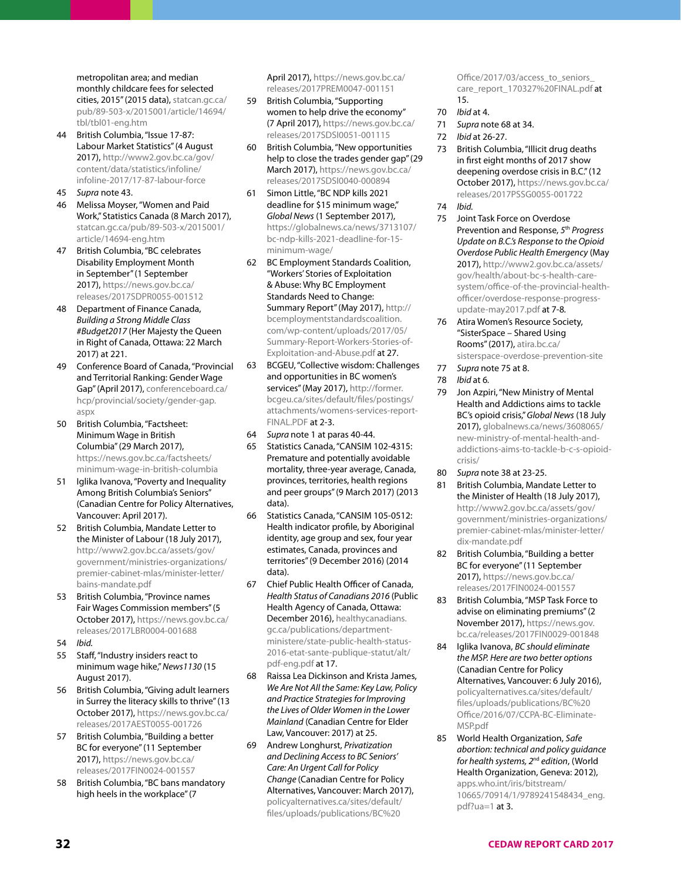metropolitan area; and median monthly childcare fees for selected cities, 2015" (2015 data), statcan.gc.ca/pub/89-503-x/2015001/article/14694/tbl/tbl01-eng.htm

44 British Columbia, "Issue 17-87: Labour Market Statistics" (4 August 2017), http://www2.gov.bc.ca/gov/content/data/statistics/infoline/infoline-2017/17-87-labour-force

45 *Supra* note 43.

46 Melissa Moyser, "Women and Paid Work," Statistics Canada (8 March 2017), statcan.gc.ca/pub/89-503-x/2015001/article/14694-eng.htm

47 British Columbia, "BC celebrates Disability Employment Month in September" (1 September 2017), https://news.gov.bc.ca/releases/2017SDPR0055-001512

48 Department of Finance Canada, *Building a Strong Middle Class #Budget2017* (Her Majesty the Queen in Right of Canada, Ottawa: 22 March 2017) at 221.

49 Conference Board of Canada, "Provincial and Territorial Ranking: Gender Wage Gap" (April 2017), conferenceboard.ca/hcp/provincial/society/gender-gap.aspx

50 British Columbia, "Factsheet: Minimum Wage in British Columbia" (29 March 2017), https://news.gov.bc.ca/factsheets/minimum-wage-in-british-columbia

51 Iglika Ivanova, "Poverty and Inequality Among British Columbia's Seniors" (Canadian Centre for Policy Alternatives, Vancouver: April 2017).

52 British Columbia, Mandate Letter to the Minister of Labour (18 July 2017), http://www2.gov.bc.ca/assets/gov/government/ministries-organizations/premier-cabinet-mlas/minister-letter/bains-mandate.pdf

53 British Columbia, "Province names Fair Wages Commission members" (5 October 2017), https://news.gov.bc.ca/releases/2017LBR0004-001688

54 *Ibid.*

55 Staff, "Industry insiders react to minimum wage hike," *News1130* (15 August 2017).

56 British Columbia, "Giving adult learners in Surrey the literacy skills to thrive" (13 October 2017), https://news.gov.bc.ca/releases/2017AEST0055-001726

57 British Columbia, "Building a better BC for everyone" (11 September 2017), https://news.gov.bc.ca/releases/2017FIN0024-001557

58 British Columbia, "BC bans mandatory high heels in the workplace" (7 April 2017), https://news.gov.bc.ca/releases/2017PREM0047-001151

59 British Columbia, "Supporting women to help drive the economy" (7 April 2017), https://news.gov.bc.ca/releases/2017SDSI0051-001115

60 British Columbia, "New opportunities help to close the trades gender gap" (29 March 2017), https://news.gov.bc.ca/releases/2017SDSI0040-000894

61 Simon Little, "BC NDP kills 2021 deadline for $15 minimum wage," *Global News* (1 September 2017), https://globalnews.ca/news/3713107/bc-ndp-kills-2021-deadline-for-15-minimum-wage/

62 BC Employment Standards Coalition, "Workers' Stories of Exploitation & Abuse: Why BC Employment Standards Need to Change: Summary Report" (May 2017), http://bcemploymentstandardscoalition.com/wp-content/uploads/2017/05/Summary-Report-Workers-Stories-of-Exploitation-and-Abuse.pdf at 27.

63 BCGEU, "Collective wisdom: Challenges and opportunities in BC women's services" (May 2017), http://former.bcgeu.ca/sites/default/files/postings/attachments/womens-services-report-FINAL.PDF at 2-3.

64 *Supra* note 1 at paras 40-44.

65 Statistics Canada, "CANSIM 102-4315: Premature and potentially avoidable mortality, three-year average, Canada, provinces, territories, health regions and peer groups" (9 March 2017) (2013 data).

66 Statistics Canada, "CANSIM 105-0512: Health indicator profile, by Aboriginal identity, age group and sex, four year estimates, Canada, provinces and territories" (9 December 2016) (2014 data).

67 Chief Public Health Officer of Canada, *Health Status of Canadians 2016* (Public Health Agency of Canada, Ottawa: December 2016), healthycanadians.gc.ca/publications/department-ministere/state-public-health-status-2016-etat-sante-publique-statut/alt/pdf-eng.pdf at 17.

68 Raissa Lea Dickinson and Krista James, *We Are Not All the Same: Key Law, Policy and Practice Strategies for Improving the Lives of Older Women in the Lower Mainland* (Canadian Centre for Elder Law, Vancouver: 2017) at 25.

69 Andrew Longhurst, *Privatization and Declining Access to BC Seniors' Care: An Urgent Call for Policy Change* (Canadian Centre for Policy Alternatives, Vancouver: March 2017), policyalternatives.ca/sites/default/files/uploads/publications/BC%20Office/2017/03/access_to_seniors_care_report_170327%20FINAL.pdf at 15.

70 *Ibid* at 4.

71 *Supra* note 68 at 34.

72 *Ibid* at 26-27.

73 British Columbia, "Illicit drug deaths in first eight months of 2017 show deepening overdose crisis in B.C." (12 October 2017), https://news.gov.bc.ca/releases/2017PSSG0055-001722

74 *Ibid.*

75 Joint Task Force on Overdose Prevention and Response, *5th Progress Update on B.C.'s Response to the Opioid Overdose Public Health Emergency* (May 2017), http://www2.gov.bc.ca/assets/gov/health/about-bc-s-health-care-system/office-of-the-provincial-health-officer/overdose-response-progress-update-may2017.pdf at 7-8.

76 Atira Women's Resource Society, "SisterSpace – Shared Using Rooms" (2017), atira.bc.ca/sisterspace-overdose-prevention-site

77 *Supra* note 75 at 8.

78 *Ibid* at 6.

79 Jon Azpiri, "New Ministry of Mental Health and Addictions aims to tackle BC's opioid crisis," *Global News* (18 July 2017), globalnews.ca/news/3608065/new-ministry-of-mental-health-and-addictions-aims-to-tackle-b-c-s-opioid-crisis/

80 *Supra* note 38 at 23-25.

81 British Columbia, Mandate Letter to the Minister of Health (18 July 2017), http://www2.gov.bc.ca/assets/gov/government/ministries-organizations/premier-cabinet-mlas/minister-letter/dix-mandate.pdf

82 British Columbia, "Building a better BC for everyone" (11 September 2017), https://news.gov.bc.ca/releases/2017FIN0024-001557

83 British Columbia, "MSP Task Force to advise on eliminating premiums" (2 November 2017), https://news.gov.bc.ca/releases/2017FIN0029-001848

84 Iglika Ivanova, *BC should eliminate the MSP. Here are two better options* (Canadian Centre for Policy Alternatives, Vancouver: 6 July 2016), policyalternatives.ca/sites/default/files/uploads/publications/BC%20Office/2016/07/CCPA-BC-Eliminate-MSP.pdf

85 World Health Organization, *Safe abortion: technical and policy guidance for health systems, 2nd edition*, (World Health Organization, Geneva: 2012), apps.who.int/iris/bitstream/10665/70914/1/9789241548434_eng.pdf?ua=1 at 3.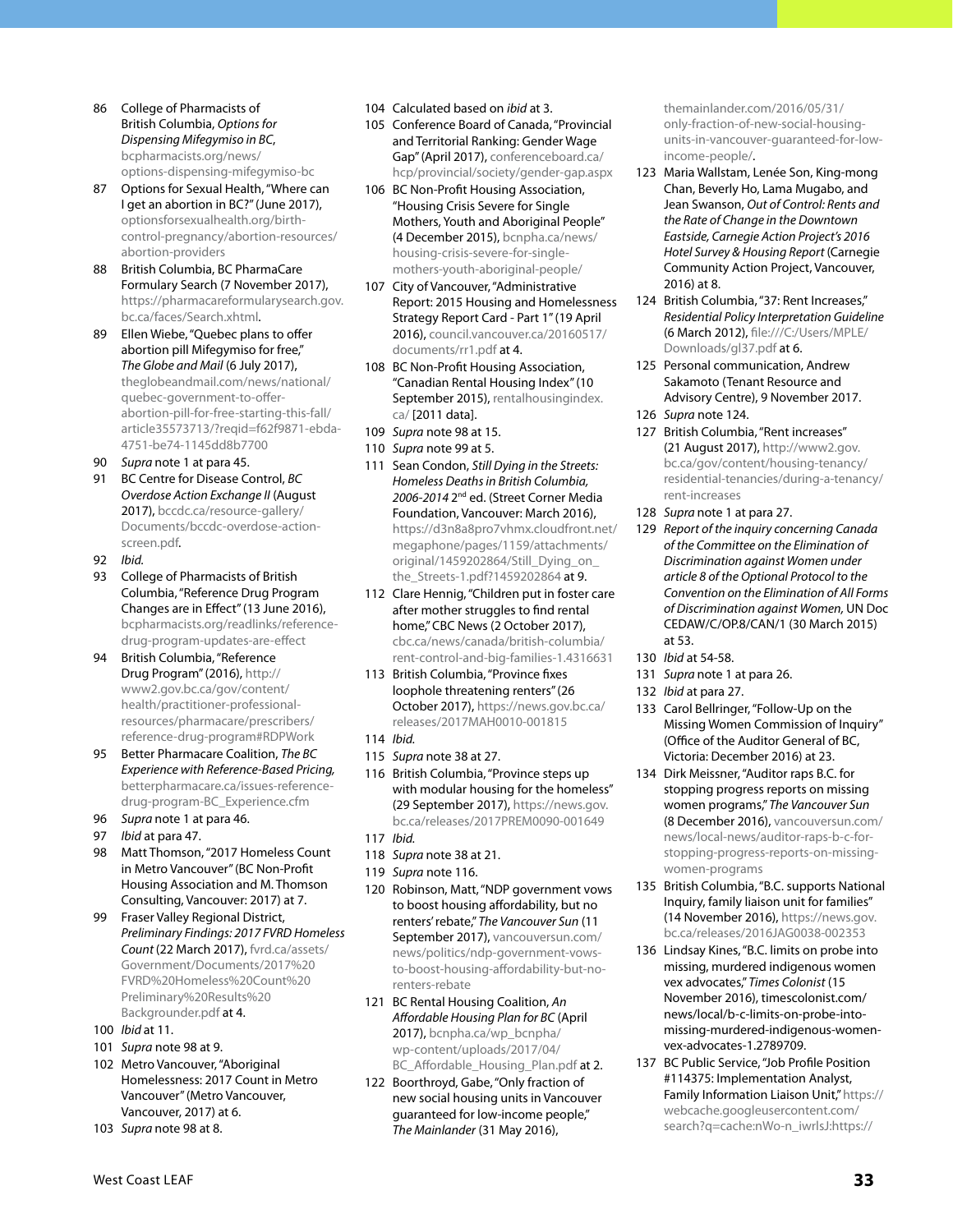86 College of Pharmacists of British Columbia, *Options for Dispensing Mifegymiso in BC*, bcpharmacists.org/news/options-dispensing-mifegymiso-bc

87 Options for Sexual Health, "Where can I get an abortion in BC?" (June 2017), optionsforsexualhealth.org/birth-control-pregnancy/abortion-resources/abortion-providers

88 British Columbia, BC PharmaCare Formulary Search (7 November 2017), https://pharmacareformularysearch.gov.bc.ca/faces/Search.xhtml.

89 Ellen Wiebe, "Quebec plans to offer abortion pill Mifegymiso for free," *The Globe and Mail* (6 July 2017), theglobeandmail.com/news/national/quebec-government-to-offer-abortion-pill-for-free-starting-this-fall/article35573713/?reqid=f62f9871-ebda-4751-be74-1145dd8b7700

90 *Supra* note 1 at para 45.

91 BC Centre for Disease Control, *BC Overdose Action Exchange II* (August 2017), bccdc.ca/resource-gallery/Documents/bccdc-overdose-action-screen.pdf.

92 *Ibid.*

93 College of Pharmacists of British Columbia, "Reference Drug Program Changes are in Effect" (13 June 2016), bcpharmacists.org/readlinks/reference-drug-program-updates-are-effect

94 British Columbia, "Reference Drug Program" (2016), http://www2.gov.bc.ca/gov/content/health/practitioner-professional-resources/pharmacare/prescribers/reference-drug-program#RDPWork

95 Better Pharmacare Coalition, *The BC Experience with Reference-Based Pricing,* betterpharmacare.ca/issues-reference-drug-program-BC_Experience.cfm

96 *Supra* note 1 at para 46.

97 *Ibid* at para 47.

98 Matt Thomson, "2017 Homeless Count in Metro Vancouver" (BC Non-Profit Housing Association and M. Thomson Consulting, Vancouver: 2017) at 7.

99 Fraser Valley Regional District, *Preliminary Findings: 2017 FVRD Homeless Count* (22 March 2017), fvrd.ca/assets/Government/Documents/2017%20FVRD%20Homeless%20Count%20Preliminary%20Results%20Backgrounder.pdf at 4.

100 *Ibid* at 11.

101 *Supra* note 98 at 9.

102 Metro Vancouver, "Aboriginal Homelessness: 2017 Count in Metro Vancouver" (Metro Vancouver, Vancouver, 2017) at 6.

103 *Supra* note 98 at 8.

104 Calculated based on *ibid* at 3.

105 Conference Board of Canada, "Provincial and Territorial Ranking: Gender Wage Gap" (April 2017), conferenceboard.ca/hcp/provincial/society/gender-gap.aspx

106 BC Non-Profit Housing Association, "Housing Crisis Severe for Single Mothers, Youth and Aboriginal People" (4 December 2015), bcnpha.ca/news/housing-crisis-severe-for-single-mothers-youth-aboriginal-people/

107 City of Vancouver, "Administrative Report: 2015 Housing and Homelessness Strategy Report Card - Part 1" (19 April 2016), council.vancouver.ca/20160517/documents/rr1.pdf at 4.

108 BC Non-Profit Housing Association, "Canadian Rental Housing Index" (10 September 2015), rentalhousingindex.ca/ [2011 data].

109 *Supra* note 98 at 15.

110 *Supra* note 99 at 5.

111 Sean Condon, *Still Dying in the Streets: Homeless Deaths in British Columbia, 2006-2014* 2nd ed. (Street Corner Media Foundation, Vancouver: March 2016), https://d3n8a8pro7vhmx.cloudfront.net/megaphone/pages/1159/attachments/original/1459202864/Still_Dying_on_the_Streets-1.pdf?1459202864 at 9.

112 Clare Hennig, "Children put in foster care after mother struggles to find rental home," CBC News (2 October 2017), cbc.ca/news/canada/british-columbia/rent-control-and-big-families-1.4316631

113 British Columbia, "Province fixes loophole threatening renters" (26 October 2017), https://news.gov.bc.ca/releases/2017MAH0010-001815

114 *Ibid.*

115 *Supra* note 38 at 27.

116 British Columbia, "Province steps up with modular housing for the homeless" (29 September 2017), https://news.gov.bc.ca/releases/2017PREM0090-001649

117 *Ibid.*

118 *Supra* note 38 at 21.

119 *Supra* note 116.

120 Robinson, Matt, "NDP government vows to boost housing affordability, but no renters' rebate," *The Vancouver Sun* (11 September 2017), vancouversun.com/news/politics/ndp-government-vows-to-boost-housing-affordability-but-no-renters-rebate

121 BC Rental Housing Coalition, *An Affordable Housing Plan for BC* (April 2017), bcnpha.ca/wp_bcnpha/wp-content/uploads/2017/04/BC_Affordable_Housing_Plan.pdf at 2.

122 Boorthroyd, Gabe, "Only fraction of new social housing units in Vancouver guaranteed for low-income people," *The Mainlander* (31 May 2016), themainlander.com/2016/05/31/only-fraction-of-new-social-housing-units-in-vancouver-guaranteed-for-low-income-people/.

123 Maria Wallstam, Lenée Son, King-mong Chan, Beverly Ho, Lama Mugabo, and Jean Swanson, *Out of Control: Rents and the Rate of Change in the Downtown Eastside, Carnegie Action Project's 2016 Hotel Survey & Housing Report* (Carnegie Community Action Project, Vancouver, 2016) at 8.

124 British Columbia, "37: Rent Increases," *Residential Policy Interpretation Guideline* (6 March 2012), file:///C:/Users/MPLE/Downloads/gl37.pdf at 6.

125 Personal communication, Andrew Sakamoto (Tenant Resource and Advisory Centre), 9 November 2017.

126 *Supra* note 124.

127 British Columbia, "Rent increases" (21 August 2017), http://www2.gov.bc.ca/gov/content/housing-tenancy/residential-tenancies/during-a-tenancy/rent-increases

128 *Supra* note 1 at para 27.

129 *Report of the inquiry concerning Canada of the Committee on the Elimination of Discrimination against Women under article 8 of the Optional Protocol to the Convention on the Elimination of All Forms of Discrimination against Women,* UN Doc CEDAW/C/OP.8/CAN/1 (30 March 2015) at 53.

130 *Ibid* at 54-58.

131 *Supra* note 1 at para 26.

132 *Ibid* at para 27.

133 Carol Bellringer, "Follow-Up on the Missing Women Commission of Inquiry" (Office of the Auditor General of BC, Victoria: December 2016) at 23.

134 Dirk Meissner, "Auditor raps B.C. for stopping progress reports on missing women programs," *The Vancouver Sun* (8 December 2016), vancouversun.com/news/local-news/auditor-raps-b-c-for-stopping-progress-reports-on-missing-women-programs

135 British Columbia, "B.C. supports National Inquiry, family liaison unit for families" (14 November 2016), https://news.gov.bc.ca/releases/2016JAG0038-002353

136 Lindsay Kines, "B.C. limits on probe into missing, murdered indigenous women vex advocates," *Times Colonist* (15 November 2016), timescolonist.com/news/local/b-c-limits-on-probe-into-missing-murdered-indigenous-women-vex-advocates-1.2789709.

137 BC Public Service, "Job Profile Position #114375: Implementation Analyst, Family Information Liaison Unit," https://webcache.googleusercontent.com/search?q=cache:nWo-n_iwrlsJ:https://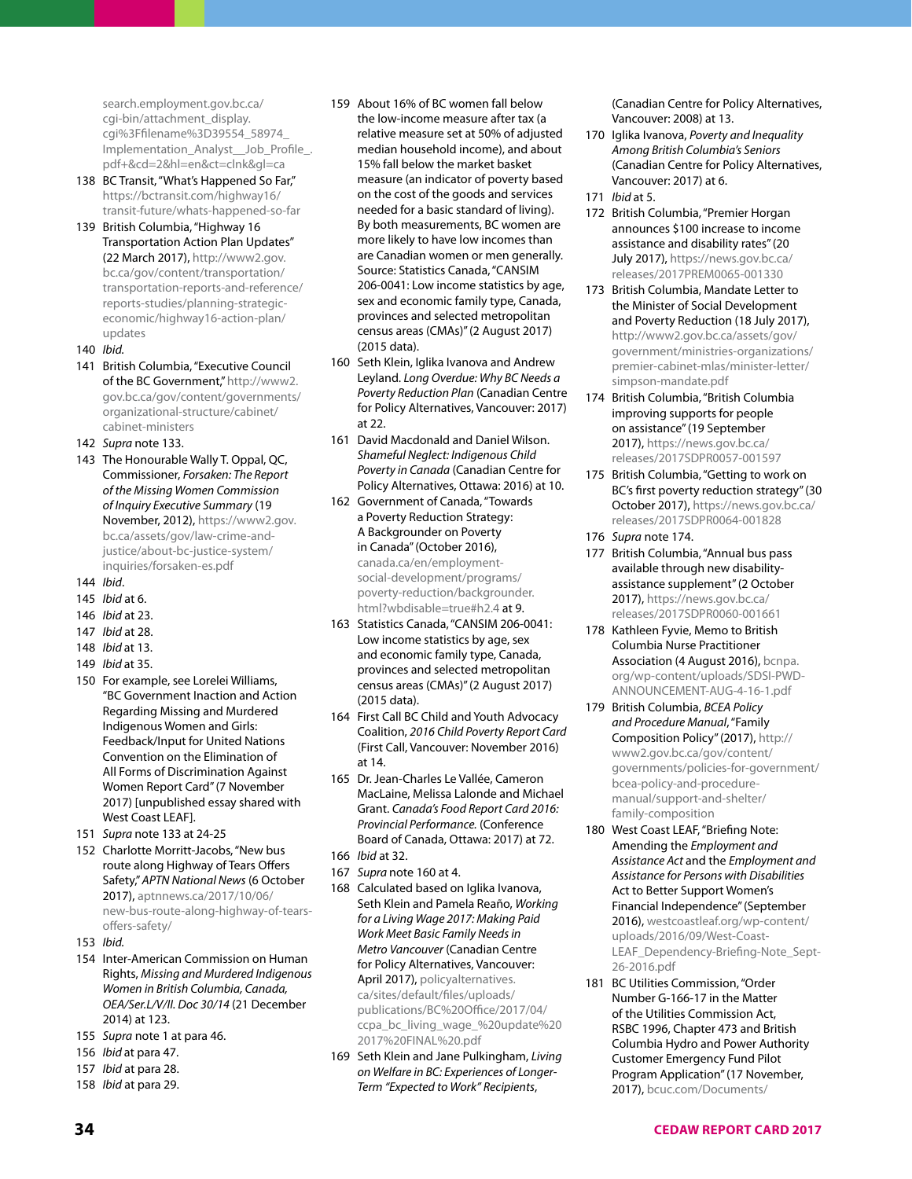search.employment.gov.bc.ca/cgi-bin/attachment_display.cgi%3Ffilename%3D39554_58974_Implementation_Analyst__Job_Profile_.pdf+&cd=2&hl=en&ct=clnk&gl=ca

138 BC Transit, "What's Happened So Far," https://bctransit.com/highway16/transit-future/whats-happened-so-far

139 British Columbia, "Highway 16 Transportation Action Plan Updates" (22 March 2017), http://www2.gov.bc.ca/gov/content/transportation/transportation-reports-and-reference/reports-studies/planning-strategic-economic/highway16-action-plan/updates

140 *Ibid.*

141 British Columbia, "Executive Council of the BC Government," http://www2.gov.bc.ca/gov/content/governments/organizational-structure/cabinet/cabinet-ministers

142 *Supra* note 133.

143 The Honourable Wally T. Oppal, QC, Commissioner, *Forsaken: The Report of the Missing Women Commission of Inquiry Executive Summary* (19 November, 2012), https://www2.gov.bc.ca/assets/gov/law-crime-and-justice/about-bc-justice-system/inquiries/forsaken-es.pdf

144 *Ibid*.

145 *Ibid* at 6.

146 *Ibid* at 23.

147 *Ibid* at 28.

148 *Ibid* at 13.

149 *Ibid* at 35.

150 For example, see Lorelei Williams, "BC Government Inaction and Action Regarding Missing and Murdered Indigenous Women and Girls: Feedback/Input for United Nations Convention on the Elimination of All Forms of Discrimination Against Women Report Card" (7 November 2017) [unpublished essay shared with West Coast LEAF].

151 *Supra* note 133 at 24-25

152 Charlotte Morritt-Jacobs, "New bus route along Highway of Tears Offers Safety," *APTN National News* (6 October 2017), aptnnews.ca/2017/10/06/new-bus-route-along-highway-of-tears-offers-safety/

153 *Ibid.*

154 Inter-American Commission on Human Rights, *Missing and Murdered Indigenous Women in British Columbia, Canada, OEA/Ser.L/V/II. Doc 30/14* (21 December 2014) at 123.

155 *Supra* note 1 at para 46.

156 *Ibid* at para 47.

157 *Ibid* at para 28.

158 *Ibid* at para 29.

159 About 16% of BC women fall below the low-income measure after tax (a relative measure set at 50% of adjusted median household income), and about 15% fall below the market basket measure (an indicator of poverty based on the cost of the goods and services needed for a basic standard of living). By both measurements, BC women are more likely to have low incomes than are Canadian women or men generally. Source: Statistics Canada, "CANSIM 206-0041: Low income statistics by age, sex and economic family type, Canada, provinces and selected metropolitan census areas (CMAs)" (2 August 2017) (2015 data).

160 Seth Klein, Iglika Ivanova and Andrew Leyland. *Long Overdue: Why BC Needs a Poverty Reduction Plan* (Canadian Centre for Policy Alternatives, Vancouver: 2017) at 22.

161 David Macdonald and Daniel Wilson. *Shameful Neglect: Indigenous Child Poverty in Canada* (Canadian Centre for Policy Alternatives, Ottawa: 2016) at 10.

162 Government of Canada, "Towards a Poverty Reduction Strategy: A Backgrounder on Poverty in Canada" (October 2016), canada.ca/en/employment-social-development/programs/poverty-reduction/backgrounder.html?wbdisable=true#h2.4 at 9.

163 Statistics Canada, "CANSIM 206-0041: Low income statistics by age, sex and economic family type, Canada, provinces and selected metropolitan census areas (CMAs)" (2 August 2017) (2015 data).

164 First Call BC Child and Youth Advocacy Coalition, *2016 Child Poverty Report Card* (First Call, Vancouver: November 2016) at 14.

165 Dr. Jean-Charles Le Vallée, Cameron MacLaine, Melissa Lalonde and Michael Grant. *Canada's Food Report Card 2016: Provincial Performance.* (Conference Board of Canada, Ottawa: 2017) at 72.

166 *Ibid* at 32.

167 *Supra* note 160 at 4.

168 Calculated based on Iglika Ivanova, Seth Klein and Pamela Reaño, *Working for a Living Wage 2017: Making Paid Work Meet Basic Family Needs in Metro Vancouver* (Canadian Centre for Policy Alternatives, Vancouver: April 2017), policyalternatives.ca/sites/default/files/uploads/publications/BC%20Office/2017/04/ccpa_bc_living_wage_%20update%202017%20FINAL%20.pdf

169 Seth Klein and Jane Pulkingham, *Living on Welfare in BC: Experiences of Longer-Term "Expected to Work" Recipients*, (Canadian Centre for Policy Alternatives, Vancouver: 2008) at 13.

170 Iglika Ivanova, *Poverty and Inequality Among British Columbia's Seniors* (Canadian Centre for Policy Alternatives, Vancouver: 2017) at 6.

171 *Ibid* at 5.

172 British Columbia, "Premier Horgan announces $100 increase to income assistance and disability rates" (20 July 2017), https://news.gov.bc.ca/releases/2017PREM0065-001330

173 British Columbia, Mandate Letter to the Minister of Social Development and Poverty Reduction (18 July 2017), http://www2.gov.bc.ca/assets/gov/government/ministries-organizations/premier-cabinet-mlas/minister-letter/simpson-mandate.pdf

174 British Columbia, "British Columbia improving supports for people on assistance" (19 September 2017), https://news.gov.bc.ca/releases/2017SDPR0057-001597

175 British Columbia, "Getting to work on BC's first poverty reduction strategy" (30 October 2017), https://news.gov.bc.ca/releases/2017SDPR0064-001828

176 *Supra* note 174.

177 British Columbia, "Annual bus pass available through new disability-assistance supplement" (2 October 2017), https://news.gov.bc.ca/releases/2017SDPR0060-001661

178 Kathleen Fyvie, Memo to British Columbia Nurse Practitioner Association (4 August 2016), bcnpa.org/wp-content/uploads/SDSI-PWD-ANNOUNCEMENT-AUG-4-16-1.pdf

179 British Columbia, *BCEA Policy and Procedure Manual*, "Family Composition Policy" (2017), http://www2.gov.bc.ca/gov/content/governments/policies-for-government/bcea-policy-and-procedure-manual/support-and-shelter/family-composition

180 West Coast LEAF, "Briefing Note: Amending the *Employment and Assistance Act* and the *Employment and Assistance for Persons with Disabilities* Act to Better Support Women's Financial Independence" (September 2016), westcoastleaf.org/wp-content/uploads/2016/09/West-Coast-LEAF_Dependency-Briefing-Note_Sept-26-2016.pdf

181 BC Utilities Commission, "Order Number G-166-17 in the Matter of the Utilities Commission Act, RSBC 1996, Chapter 473 and British Columbia Hydro and Power Authority Customer Emergency Fund Pilot Program Application" (17 November, 2017), bcuc.com/Documents/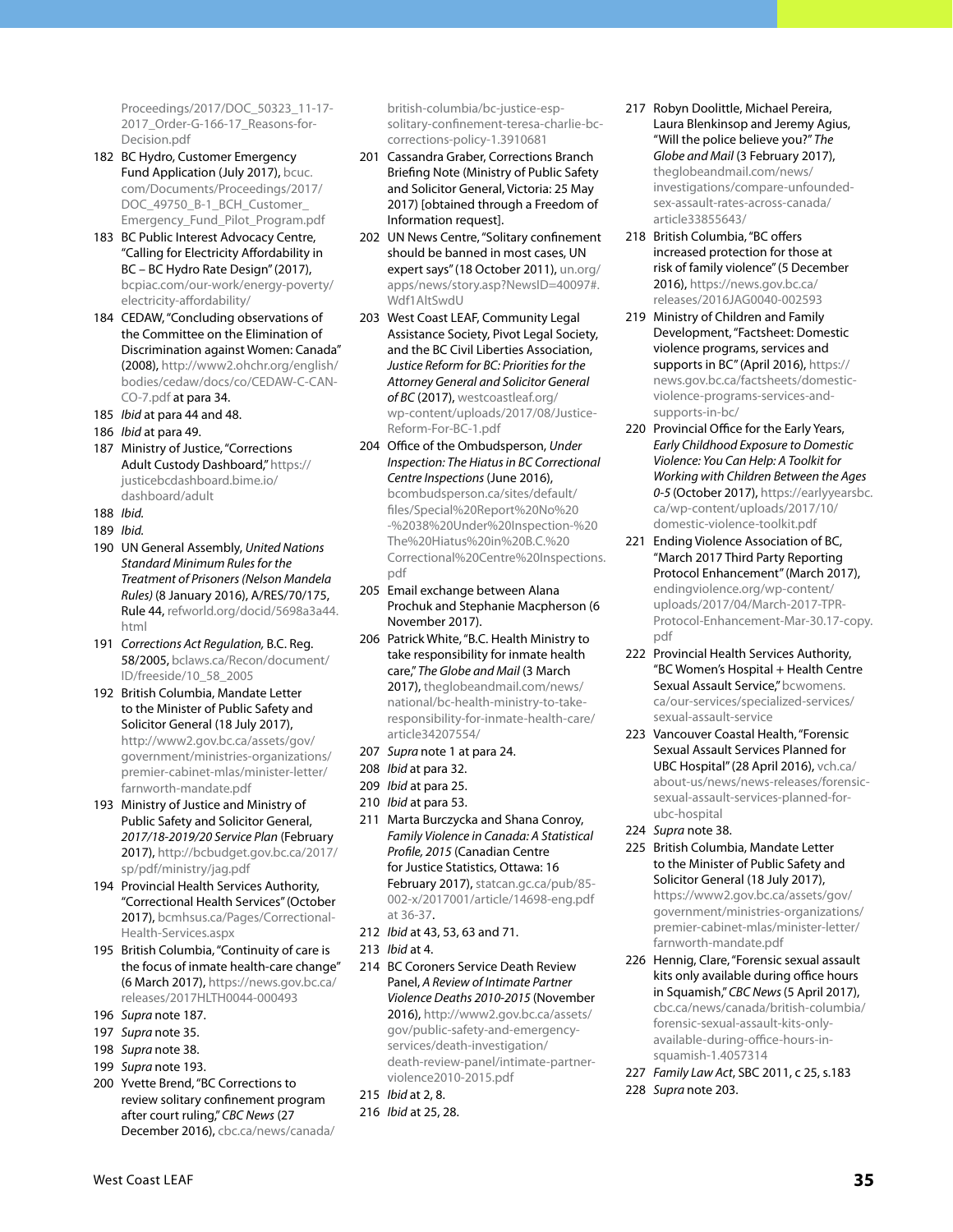Proceedings/2017/DOC_50323_11-17-2017_Order-G-166-17_Reasons-for-Decision.pdf

182 BC Hydro, Customer Emergency Fund Application (July 2017), bcuc.com/Documents/Proceedings/2017/DOC_49750_B-1_BCH_Customer_Emergency_Fund_Pilot_Program.pdf

183 BC Public Interest Advocacy Centre, "Calling for Electricity Affordability in BC – BC Hydro Rate Design" (2017), bcpiac.com/our-work/energy-poverty/electricity-affordability/

184 CEDAW, "Concluding observations of the Committee on the Elimination of Discrimination against Women: Canada" (2008), http://www2.ohchr.org/english/bodies/cedaw/docs/co/CEDAW-C-CAN-CO-7.pdf at para 34.

185 *Ibid* at para 44 and 48.

186 *Ibid* at para 49.

187 Ministry of Justice, "Corrections Adult Custody Dashboard," https://justicebcdashboard.bime.io/dashboard/adult

188 *Ibid.*

189 *Ibid.*

190 UN General Assembly, *United Nations Standard Minimum Rules for the Treatment of Prisoners (Nelson Mandela Rules)* (8 January 2016), A/RES/70/175, Rule 44, refworld.org/docid/5698a3a44.html

191 *Corrections Act Regulation,* B.C. Reg. 58/2005, bclaws.ca/Recon/document/ID/freeside/10_58_2005

192 British Columbia, Mandate Letter to the Minister of Public Safety and Solicitor General (18 July 2017), http://www2.gov.bc.ca/assets/gov/government/ministries-organizations/premier-cabinet-mlas/minister-letter/farnworth-mandate.pdf

193 Ministry of Justice and Ministry of Public Safety and Solicitor General, *2017/18-2019/20 Service Plan* (February 2017), http://bcbudget.gov.bc.ca/2017/sp/pdf/ministry/jag.pdf

194 Provincial Health Services Authority, "Correctional Health Services" (October 2017), bcmhsus.ca/Pages/Correctional-Health-Services.aspx

195 British Columbia, "Continuity of care is the focus of inmate health-care change" (6 March 2017), https://news.gov.bc.ca/releases/2017HLTH0044-000493

196 *Supra* note 187.

197 *Supra* note 35.

198 *Supra* note 38.

199 *Supra* note 193.

200 Yvette Brend, "BC Corrections to review solitary confinement program after court ruling," *CBC News* (27 December 2016), cbc.ca/news/canada/british-columbia/bc-justice-esp-solitary-confinement-teresa-charlie-bc-corrections-policy-1.3910681

201 Cassandra Graber, Corrections Branch Briefing Note (Ministry of Public Safety and Solicitor General, Victoria: 25 May 2017) [obtained through a Freedom of Information request].

202 UN News Centre, "Solitary confinement should be banned in most cases, UN expert says" (18 October 2011), un.org/apps/news/story.asp?NewsID=40097#.Wdf1AItSwdU

203 West Coast LEAF, Community Legal Assistance Society, Pivot Legal Society, and the BC Civil Liberties Association, *Justice Reform for BC: Priorities for the Attorney General and Solicitor General of BC* (2017), westcoastleaf.org/wp-content/uploads/2017/08/Justice-Reform-For-BC-1.pdf

204 Office of the Ombudsperson, *Under Inspection: The Hiatus in BC Correctional Centre Inspections* (June 2016), bcombudsperson.ca/sites/default/files/Special%20Report%20No%20-%2038%20Under%20Inspection-%20The%20Hiatus%20in%20B.C.%20Correctional%20Centre%20Inspections.pdf

205 Email exchange between Alana Prochuk and Stephanie Macpherson (6 November 2017).

206 Patrick White, "B.C. Health Ministry to take responsibility for inmate health care," *The Globe and Mail* (3 March 2017), theglobeandmail.com/news/national/bc-health-ministry-to-take-responsibility-for-inmate-health-care/article34207554/

207 *Supra* note 1 at para 24.

208 *Ibid* at para 32.

209 *Ibid* at para 25.

210 *Ibid* at para 53.

211 Marta Burczycka and Shana Conroy, *Family Violence in Canada: A Statistical Profile, 2015* (Canadian Centre for Justice Statistics, Ottawa: 16 February 2017), statcan.gc.ca/pub/85-002-x/2017001/article/14698-eng.pdf at 36-37.

212 *Ibid* at 43, 53, 63 and 71.

213 *Ibid* at 4.

214 BC Coroners Service Death Review Panel, *A Review of Intimate Partner Violence Deaths 2010-2015* (November 2016), http://www2.gov.bc.ca/assets/gov/public-safety-and-emergency-services/death-investigation/death-review-panel/intimate-partner-violence2010-2015.pdf

215 *Ibid* at 2, 8.

216 *Ibid* at 25, 28.

217 Robyn Doolittle, Michael Pereira, Laura Blenkinsop and Jeremy Agius, "Will the police believe you?" *The Globe and Mail* (3 February 2017), theglobeandmail.com/news/investigations/compare-unfounded-sex-assault-rates-across-canada/article33855643/

218 British Columbia, "BC offers increased protection for those at risk of family violence" (5 December 2016), https://news.gov.bc.ca/releases/2016JAG0040-002593

219 Ministry of Children and Family Development, "Factsheet: Domestic violence programs, services and supports in BC" (April 2016), https://news.gov.bc.ca/factsheets/domestic-violence-programs-services-and-supports-in-bc/

220 Provincial Office for the Early Years, *Early Childhood Exposure to Domestic Violence: You Can Help: A Toolkit for Working with Children Between the Ages 0-5* (October 2017), https://earlyyearsbc.ca/wp-content/uploads/2017/10/domestic-violence-toolkit.pdf

221 Ending Violence Association of BC, "March 2017 Third Party Reporting Protocol Enhancement" (March 2017), endingviolence.org/wp-content/uploads/2017/04/March-2017-TPR-Protocol-Enhancement-Mar-30.17-copy.pdf

222 Provincial Health Services Authority, "BC Women's Hospital + Health Centre Sexual Assault Service," bcwomens.ca/our-services/specialized-services/sexual-assault-service

223 Vancouver Coastal Health, "Forensic Sexual Assault Services Planned for UBC Hospital" (28 April 2016), vch.ca/about-us/news/news-releases/forensic-sexual-assault-services-planned-for-ubc-hospital

224 *Supra* note 38.

225 British Columbia, Mandate Letter to the Minister of Public Safety and Solicitor General (18 July 2017), https://www2.gov.bc.ca/assets/gov/government/ministries-organizations/premier-cabinet-mlas/minister-letter/farnworth-mandate.pdf

226 Hennig, Clare, "Forensic sexual assault kits only available during office hours in Squamish," *CBC News* (5 April 2017), cbc.ca/news/canada/british-columbia/forensic-sexual-assault-kits-only-available-during-office-hours-in-squamish-1.4057314

227 *Family Law Act*, SBC 2011, c 25, s.183

228 *Supra* note 203.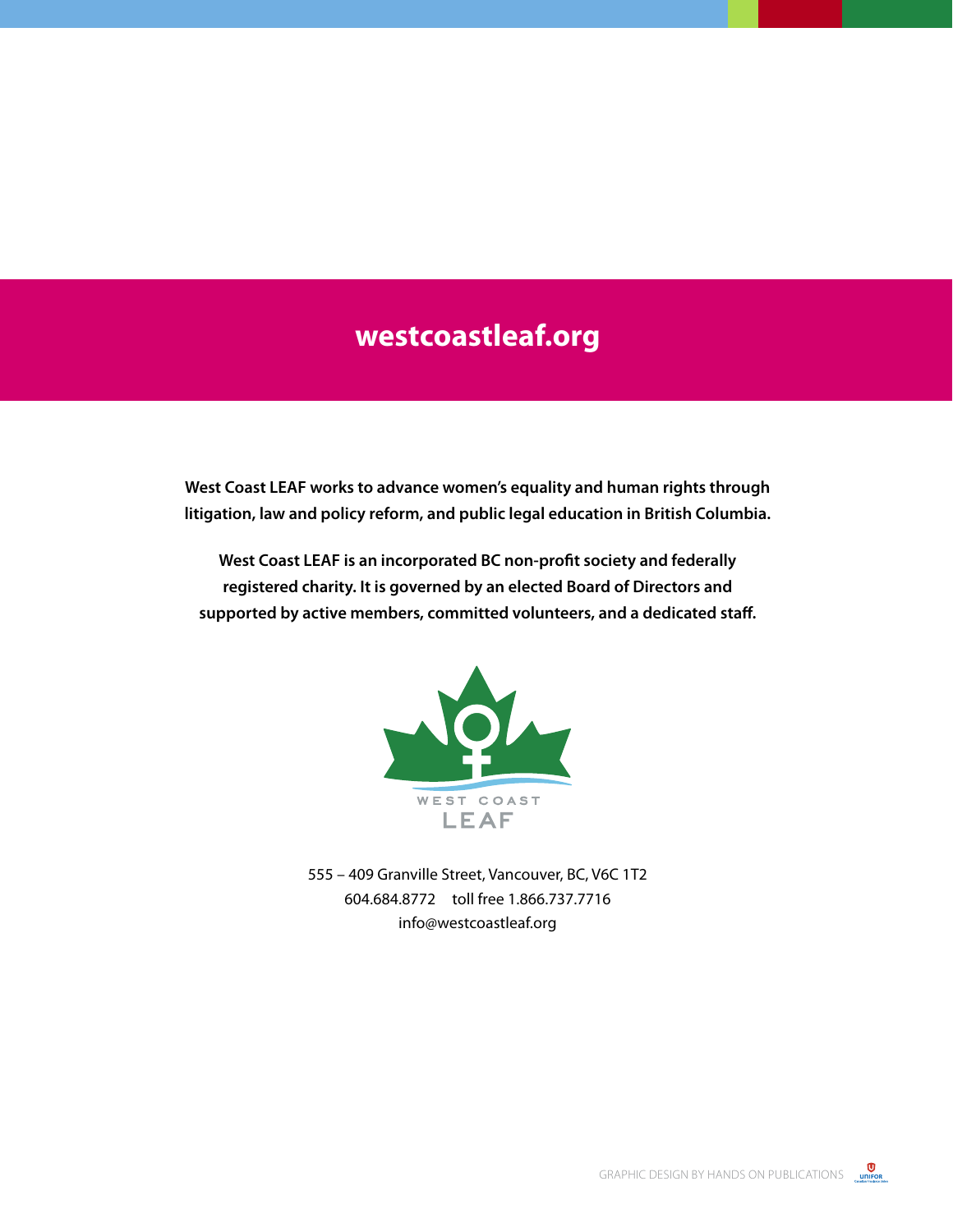**westcoastleaf.org**

**West Coast LEAF works to advance women's equality and human rights through litigation, law and policy reform, and public legal education in British Columbia.**

**West Coast LEAF is an incorporated BC non-profit society and federally registered charity. It is governed by an elected Board of Directors and supported by active members, committed volunteers, and a dedicated staff.**

WEST COAST
LEAF

555 – 409 Granville Street, Vancouver, BC, V6C 1T2
604.684.8772 toll free 1.866.737.7716
info@westcoastleaf.org

GRAPHIC DESIGN BY HANDS ON PUBLICATIONS